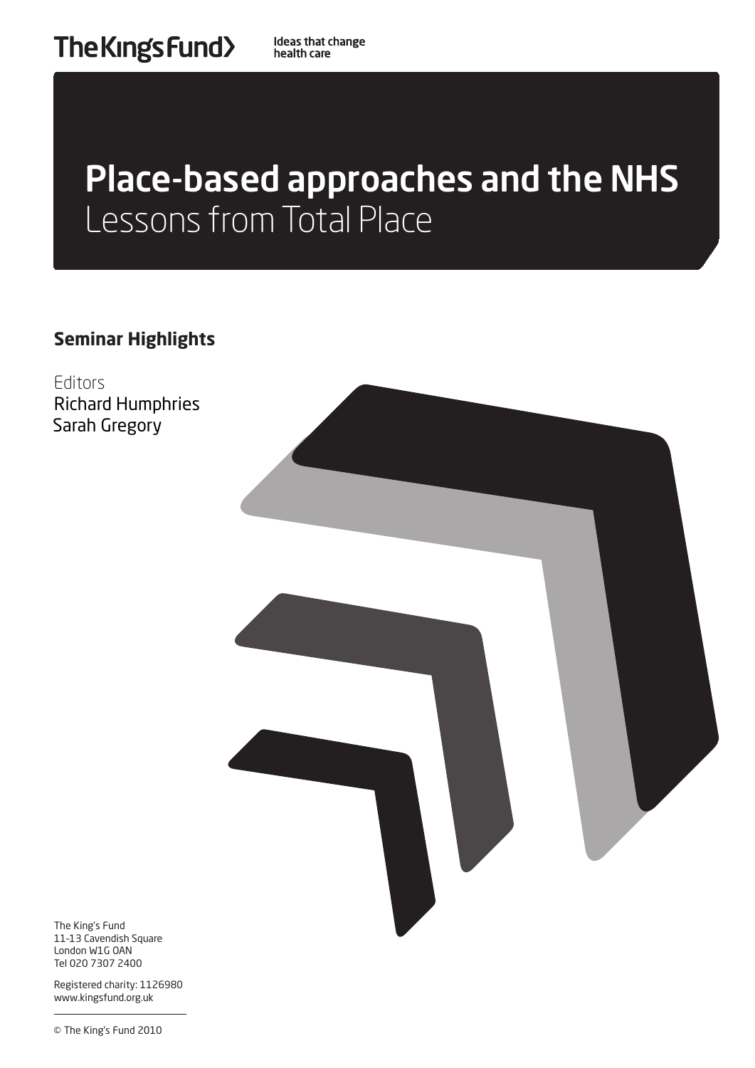The King's Fund

Ideas that change health care

# Place-based approaches and the NHS
## Lessons from Total Place

**Seminar Highlights**

Editors
Richard Humphries
Sarah Gregory

The King's Fund
11-13 Cavendish Square
London W1G 0AN
Tel 020 7307 2400

Registered charity: 1126980
www.kingsfund.org.uk

© The King's Fund 2010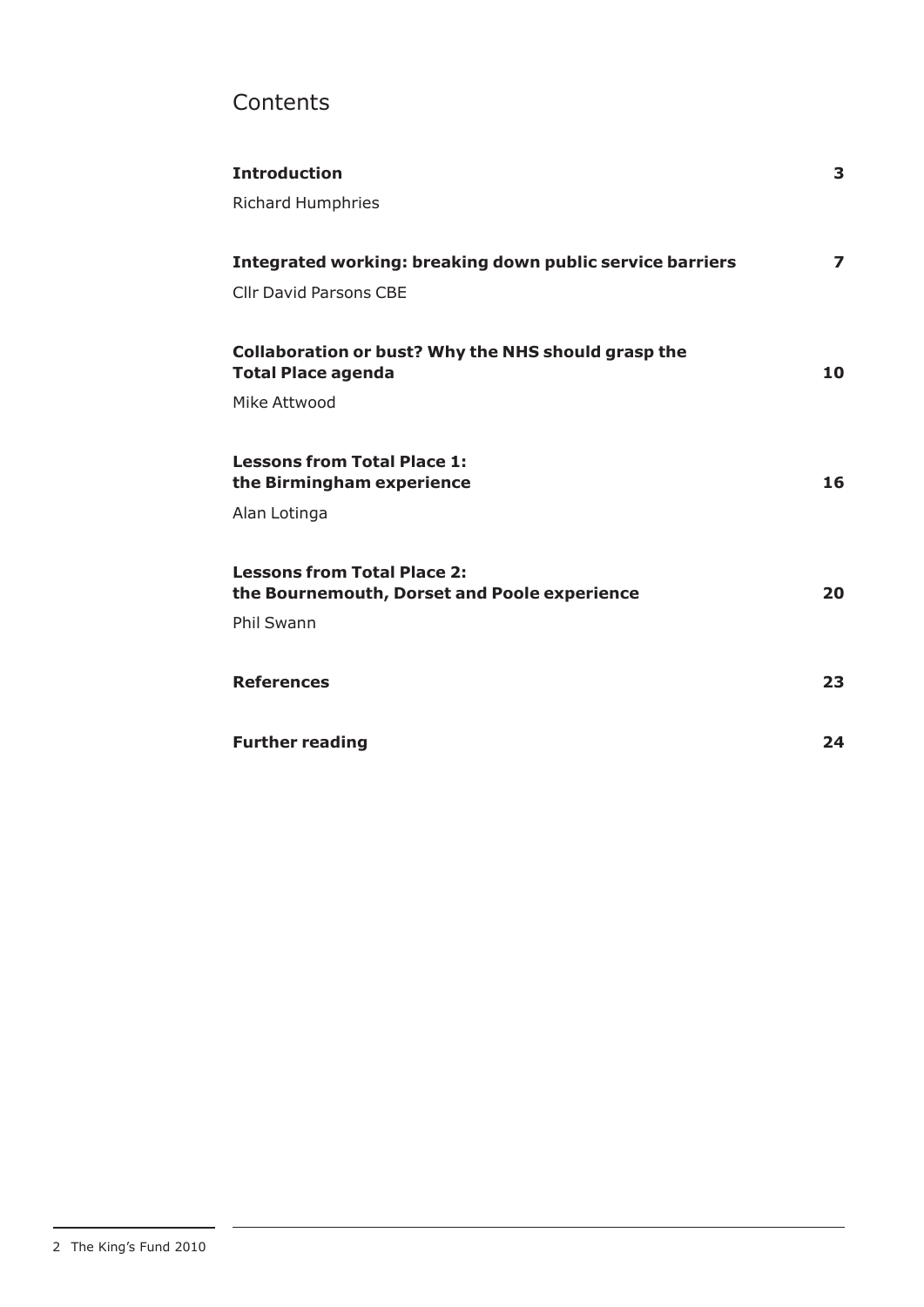# Contents

| | |
|---|---|
| **Introduction**<br>Richard Humphries | **3** |
| **Integrated working: breaking down public service barriers**<br>Cllr David Parsons CBE | **7** |
| **Collaboration or bust? Why the NHS should grasp the Total Place agenda**<br>Mike Attwood | **10** |
| **Lessons from Total Place 1: the Birmingham experience**<br>Alan Lotinga | **16** |
| **Lessons from Total Place 2: the Bournemouth, Dorset and Poole experience**<br>Phil Swann | **20** |
| **References** | **23** |
| **Further reading** | **24** |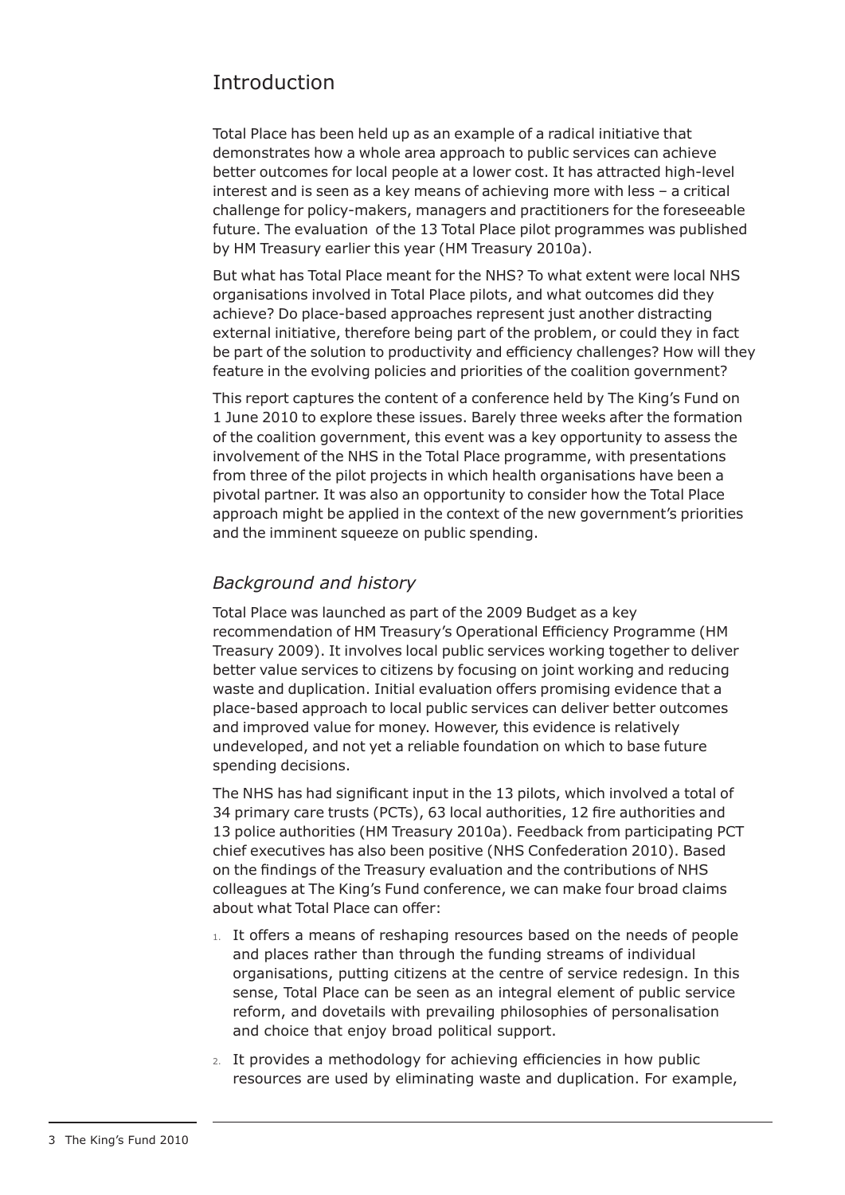## Introduction

Total Place has been held up as an example of a radical initiative that demonstrates how a whole area approach to public services can achieve better outcomes for local people at a lower cost. It has attracted high-level interest and is seen as a key means of achieving more with less – a critical challenge for policy-makers, managers and practitioners for the foreseeable future. The evaluation of the 13 Total Place pilot programmes was published by HM Treasury earlier this year (HM Treasury 2010a).

But what has Total Place meant for the NHS? To what extent were local NHS organisations involved in Total Place pilots, and what outcomes did they achieve? Do place-based approaches represent just another distracting external initiative, therefore being part of the problem, or could they in fact be part of the solution to productivity and efficiency challenges? How will they feature in the evolving policies and priorities of the coalition government?

This report captures the content of a conference held by The King's Fund on 1 June 2010 to explore these issues. Barely three weeks after the formation of the coalition government, this event was a key opportunity to assess the involvement of the NHS in the Total Place programme, with presentations from three of the pilot projects in which health organisations have been a pivotal partner. It was also an opportunity to consider how the Total Place approach might be applied in the context of the new government's priorities and the imminent squeeze on public spending.

### *Background and history*

Total Place was launched as part of the 2009 Budget as a key recommendation of HM Treasury's Operational Efficiency Programme (HM Treasury 2009). It involves local public services working together to deliver better value services to citizens by focusing on joint working and reducing waste and duplication. Initial evaluation offers promising evidence that a place-based approach to local public services can deliver better outcomes and improved value for money. However, this evidence is relatively undeveloped, and not yet a reliable foundation on which to base future spending decisions.

The NHS has had significant input in the 13 pilots, which involved a total of 34 primary care trusts (PCTs), 63 local authorities, 12 fire authorities and 13 police authorities (HM Treasury 2010a). Feedback from participating PCT chief executives has also been positive (NHS Confederation 2010). Based on the findings of the Treasury evaluation and the contributions of NHS colleagues at The King's Fund conference, we can make four broad claims about what Total Place can offer:

1. It offers a means of reshaping resources based on the needs of people and places rather than through the funding streams of individual organisations, putting citizens at the centre of service redesign. In this sense, Total Place can be seen as an integral element of public service reform, and dovetails with prevailing philosophies of personalisation and choice that enjoy broad political support.
2. It provides a methodology for achieving efficiencies in how public resources are used by eliminating waste and duplication. For example,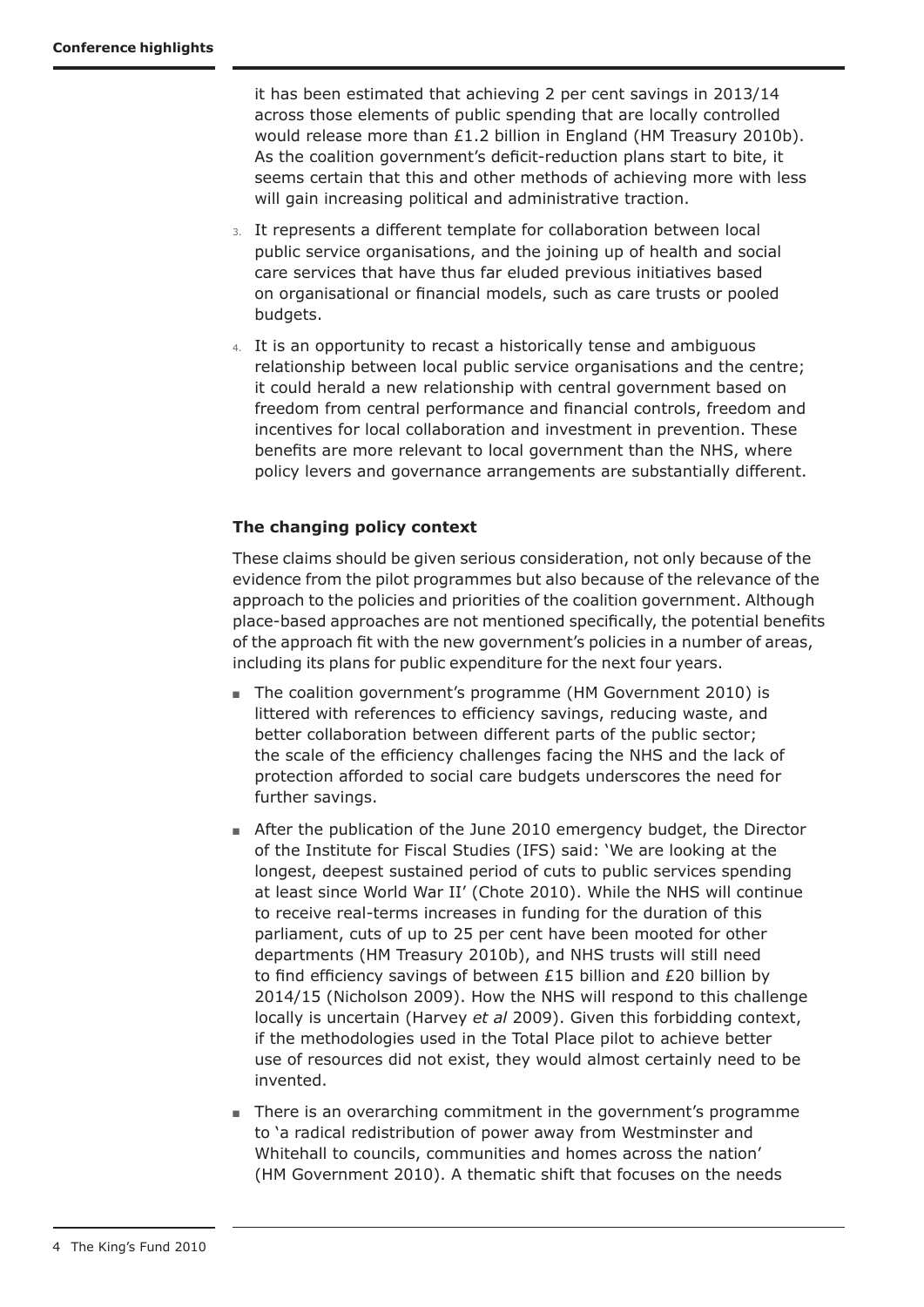it has been estimated that achieving 2 per cent savings in 2013/14 across those elements of public spending that are locally controlled would release more than £1.2 billion in England (HM Treasury 2010b). As the coalition government's deficit-reduction plans start to bite, it seems certain that this and other methods of achieving more with less will gain increasing political and administrative traction.

3. It represents a different template for collaboration between local public service organisations, and the joining up of health and social care services that have thus far eluded previous initiatives based on organisational or financial models, such as care trusts or pooled budgets.
4. It is an opportunity to recast a historically tense and ambiguous relationship between local public service organisations and the centre; it could herald a new relationship with central government based on freedom from central performance and financial controls, freedom and incentives for local collaboration and investment in prevention. These benefits are more relevant to local government than the NHS, where policy levers and governance arrangements are substantially different.

### The changing policy context

These claims should be given serious consideration, not only because of the evidence from the pilot programmes but also because of the relevance of the approach to the policies and priorities of the coalition government. Although place-based approaches are not mentioned specifically, the potential benefits of the approach fit with the new government's policies in a number of areas, including its plans for public expenditure for the next four years.

- The coalition government's programme (HM Government 2010) is littered with references to efficiency savings, reducing waste, and better collaboration between different parts of the public sector; the scale of the efficiency challenges facing the NHS and the lack of protection afforded to social care budgets underscores the need for further savings.
- After the publication of the June 2010 emergency budget, the Director of the Institute for Fiscal Studies (IFS) said: 'We are looking at the longest, deepest sustained period of cuts to public services spending at least since World War II' (Chote 2010). While the NHS will continue to receive real-terms increases in funding for the duration of this parliament, cuts of up to 25 per cent have been mooted for other departments (HM Treasury 2010b), and NHS trusts will still need to find efficiency savings of between £15 billion and £20 billion by 2014/15 (Nicholson 2009). How the NHS will respond to this challenge locally is uncertain (Harvey *et al* 2009). Given this forbidding context, if the methodologies used in the Total Place pilot to achieve better use of resources did not exist, they would almost certainly need to be invented.
- There is an overarching commitment in the government's programme to 'a radical redistribution of power away from Westminster and Whitehall to councils, communities and homes across the nation' (HM Government 2010). A thematic shift that focuses on the needs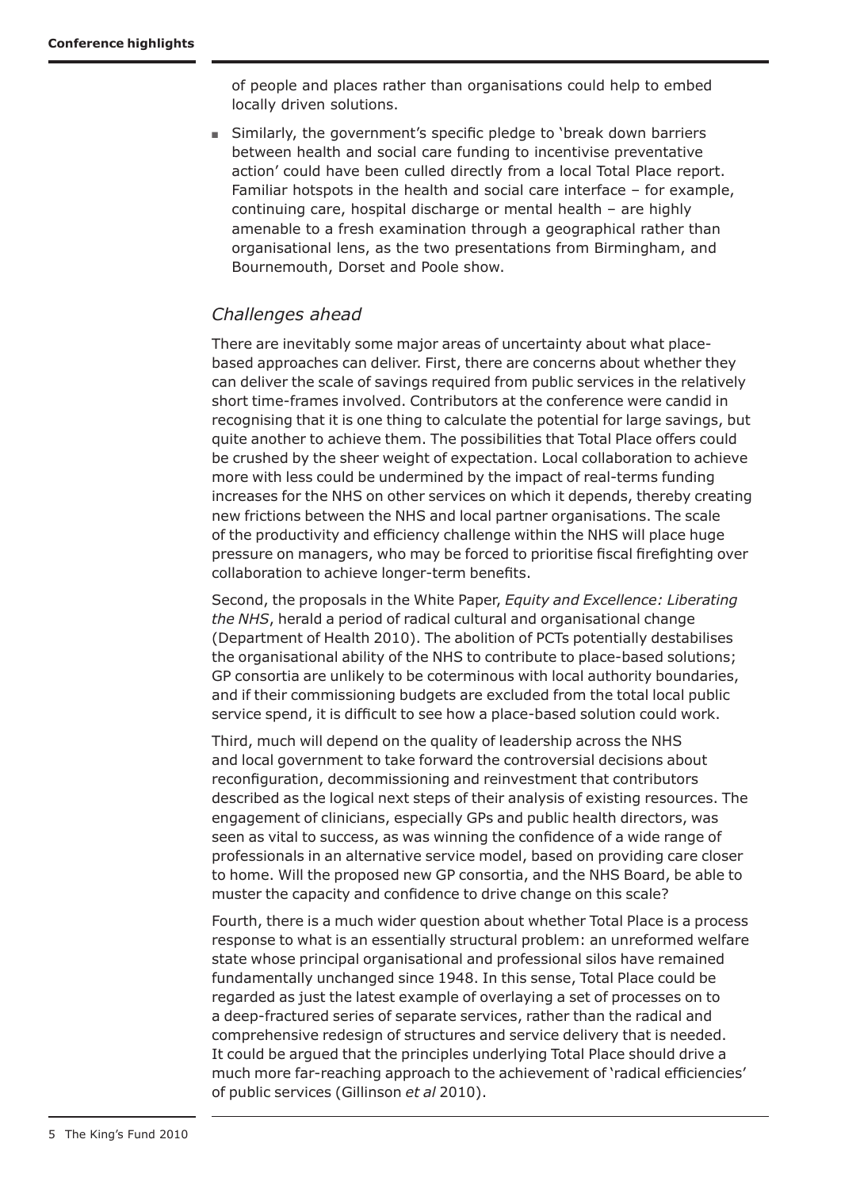of people and places rather than organisations could help to embed locally driven solutions.

- Similarly, the government's specific pledge to 'break down barriers between health and social care funding to incentivise preventative action' could have been culled directly from a local Total Place report. Familiar hotspots in the health and social care interface – for example, continuing care, hospital discharge or mental health – are highly amenable to a fresh examination through a geographical rather than organisational lens, as the two presentations from Birmingham, and Bournemouth, Dorset and Poole show.

### *Challenges ahead*

There are inevitably some major areas of uncertainty about what place-based approaches can deliver. First, there are concerns about whether they can deliver the scale of savings required from public services in the relatively short time-frames involved. Contributors at the conference were candid in recognising that it is one thing to calculate the potential for large savings, but quite another to achieve them. The possibilities that Total Place offers could be crushed by the sheer weight of expectation. Local collaboration to achieve more with less could be undermined by the impact of real-terms funding increases for the NHS on other services on which it depends, thereby creating new frictions between the NHS and local partner organisations. The scale of the productivity and efficiency challenge within the NHS will place huge pressure on managers, who may be forced to prioritise fiscal firefighting over collaboration to achieve longer-term benefits.

Second, the proposals in the White Paper, *Equity and Excellence: Liberating the NHS*, herald a period of radical cultural and organisational change (Department of Health 2010). The abolition of PCTs potentially destabilises the organisational ability of the NHS to contribute to place-based solutions; GP consortia are unlikely to be coterminous with local authority boundaries, and if their commissioning budgets are excluded from the total local public service spend, it is difficult to see how a place-based solution could work.

Third, much will depend on the quality of leadership across the NHS and local government to take forward the controversial decisions about reconfiguration, decommissioning and reinvestment that contributors described as the logical next steps of their analysis of existing resources. The engagement of clinicians, especially GPs and public health directors, was seen as vital to success, as was winning the confidence of a wide range of professionals in an alternative service model, based on providing care closer to home. Will the proposed new GP consortia, and the NHS Board, be able to muster the capacity and confidence to drive change on this scale?

Fourth, there is a much wider question about whether Total Place is a process response to what is an essentially structural problem: an unreformed welfare state whose principal organisational and professional silos have remained fundamentally unchanged since 1948. In this sense, Total Place could be regarded as just the latest example of overlaying a set of processes on to a deep-fractured series of separate services, rather than the radical and comprehensive redesign of structures and service delivery that is needed. It could be argued that the principles underlying Total Place should drive a much more far-reaching approach to the achievement of 'radical efficiencies' of public services (Gillinson *et al* 2010).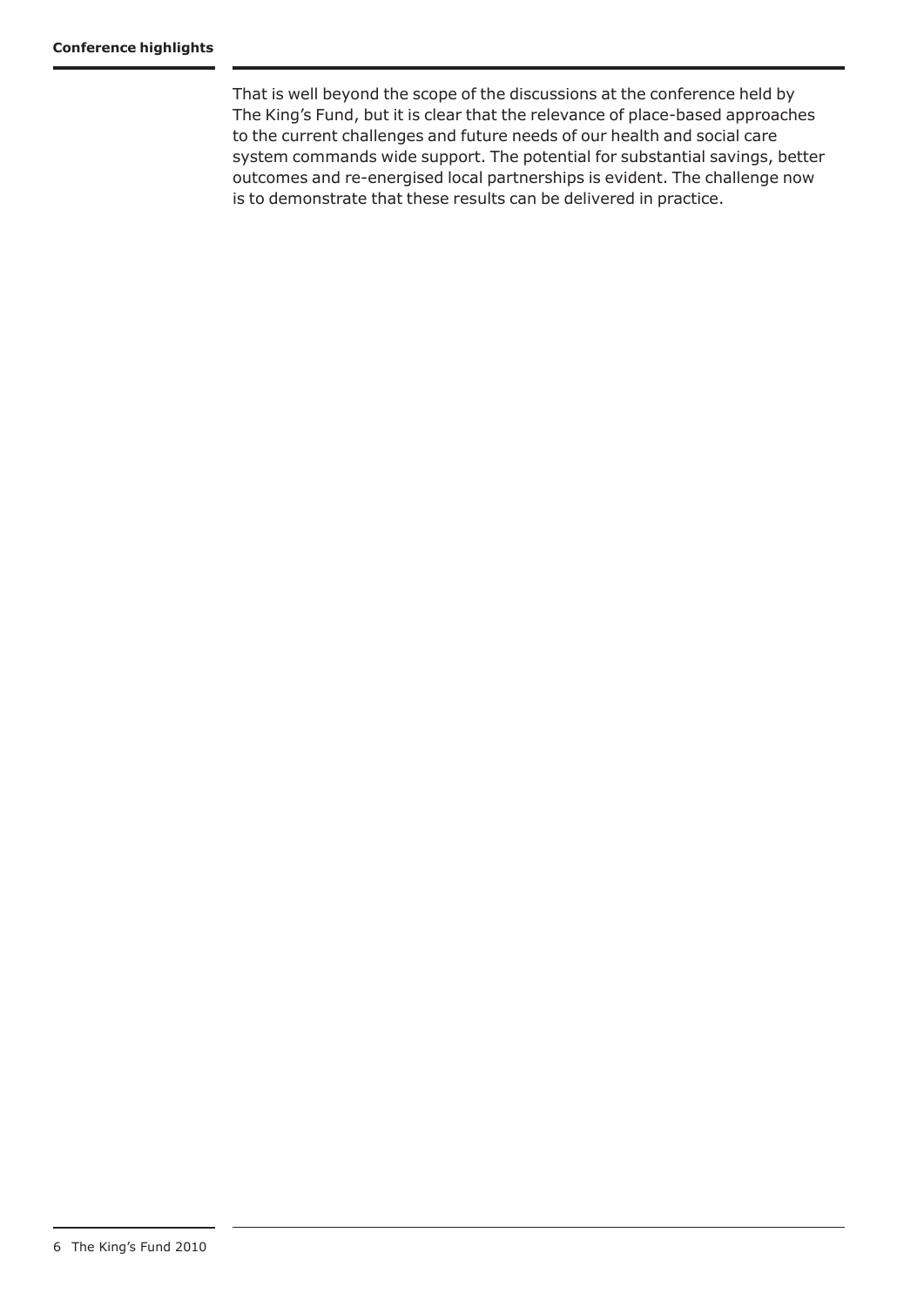That is well beyond the scope of the discussions at the conference held by The King's Fund, but it is clear that the relevance of place-based approaches to the current challenges and future needs of our health and social care system commands wide support. The potential for substantial savings, better outcomes and re-energised local partnerships is evident. The challenge now is to demonstrate that these results can be delivered in practice.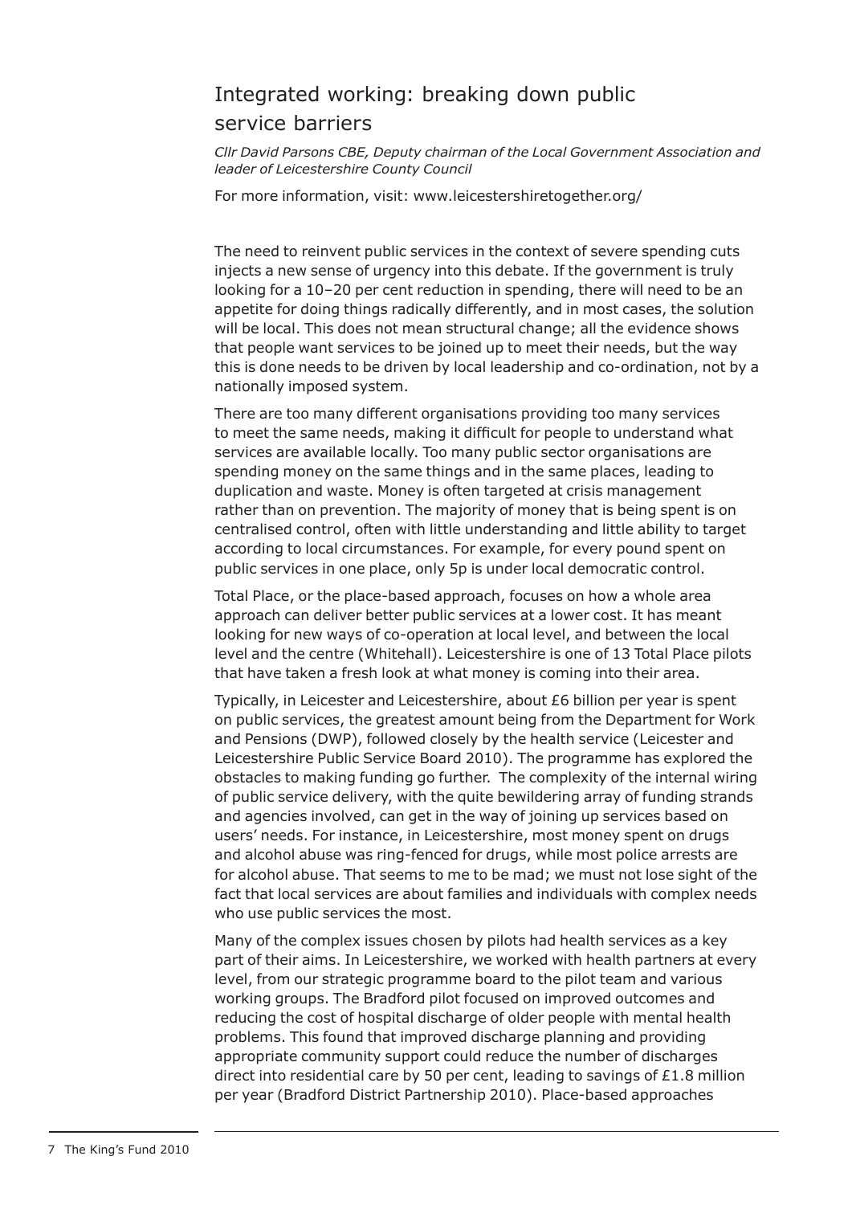## Integrated working: breaking down public service barriers

*Cllr David Parsons CBE, Deputy chairman of the Local Government Association and leader of Leicestershire County Council*

For more information, visit: www.leicestershiretogether.org/

The need to reinvent public services in the context of severe spending cuts injects a new sense of urgency into this debate. If the government is truly looking for a 10–20 per cent reduction in spending, there will need to be an appetite for doing things radically differently, and in most cases, the solution will be local. This does not mean structural change; all the evidence shows that people want services to be joined up to meet their needs, but the way this is done needs to be driven by local leadership and co-ordination, not by a nationally imposed system.

There are too many different organisations providing too many services to meet the same needs, making it difficult for people to understand what services are available locally. Too many public sector organisations are spending money on the same things and in the same places, leading to duplication and waste. Money is often targeted at crisis management rather than on prevention. The majority of money that is being spent is on centralised control, often with little understanding and little ability to target according to local circumstances. For example, for every pound spent on public services in one place, only 5p is under local democratic control.

Total Place, or the place-based approach, focuses on how a whole area approach can deliver better public services at a lower cost. It has meant looking for new ways of co-operation at local level, and between the local level and the centre (Whitehall). Leicestershire is one of 13 Total Place pilots that have taken a fresh look at what money is coming into their area.

Typically, in Leicester and Leicestershire, about £6 billion per year is spent on public services, the greatest amount being from the Department for Work and Pensions (DWP), followed closely by the health service (Leicester and Leicestershire Public Service Board 2010). The programme has explored the obstacles to making funding go further. The complexity of the internal wiring of public service delivery, with the quite bewildering array of funding strands and agencies involved, can get in the way of joining up services based on users' needs. For instance, in Leicestershire, most money spent on drugs and alcohol abuse was ring-fenced for drugs, while most police arrests are for alcohol abuse. That seems to me to be mad; we must not lose sight of the fact that local services are about families and individuals with complex needs who use public services the most.

Many of the complex issues chosen by pilots had health services as a key part of their aims. In Leicestershire, we worked with health partners at every level, from our strategic programme board to the pilot team and various working groups. The Bradford pilot focused on improved outcomes and reducing the cost of hospital discharge of older people with mental health problems. This found that improved discharge planning and providing appropriate community support could reduce the number of discharges direct into residential care by 50 per cent, leading to savings of £1.8 million per year (Bradford District Partnership 2010). Place-based approaches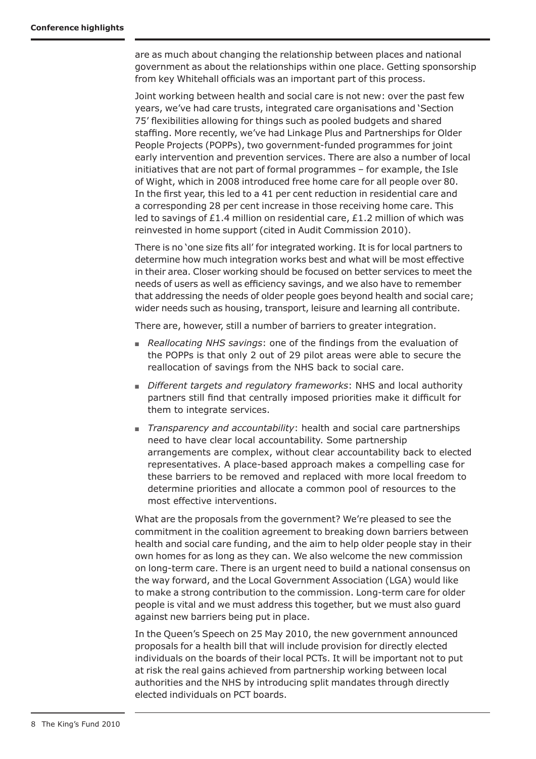are as much about changing the relationship between places and national government as about the relationships within one place. Getting sponsorship from key Whitehall officials was an important part of this process.

Joint working between health and social care is not new: over the past few years, we've had care trusts, integrated care organisations and 'Section 75' flexibilities allowing for things such as pooled budgets and shared staffing. More recently, we've had Linkage Plus and Partnerships for Older People Projects (POPPs), two government-funded programmes for joint early intervention and prevention services. There are also a number of local initiatives that are not part of formal programmes – for example, the Isle of Wight, which in 2008 introduced free home care for all people over 80. In the first year, this led to a 41 per cent reduction in residential care and a corresponding 28 per cent increase in those receiving home care. This led to savings of £1.4 million on residential care, £1.2 million of which was reinvested in home support (cited in Audit Commission 2010).

There is no 'one size fits all' for integrated working. It is for local partners to determine how much integration works best and what will be most effective in their area. Closer working should be focused on better services to meet the needs of users as well as efficiency savings, and we also have to remember that addressing the needs of older people goes beyond health and social care; wider needs such as housing, transport, leisure and learning all contribute.

There are, however, still a number of barriers to greater integration.

- *Reallocating NHS savings*: one of the findings from the evaluation of the POPPs is that only 2 out of 29 pilot areas were able to secure the reallocation of savings from the NHS back to social care.
- *Different targets and regulatory frameworks*: NHS and local authority partners still find that centrally imposed priorities make it difficult for them to integrate services.
- *Transparency and accountability*: health and social care partnerships need to have clear local accountability. Some partnership arrangements are complex, without clear accountability back to elected representatives. A place-based approach makes a compelling case for these barriers to be removed and replaced with more local freedom to determine priorities and allocate a common pool of resources to the most effective interventions.

What are the proposals from the government? We're pleased to see the commitment in the coalition agreement to breaking down barriers between health and social care funding, and the aim to help older people stay in their own homes for as long as they can. We also welcome the new commission on long-term care. There is an urgent need to build a national consensus on the way forward, and the Local Government Association (LGA) would like to make a strong contribution to the commission. Long-term care for older people is vital and we must address this together, but we must also guard against new barriers being put in place.

In the Queen's Speech on 25 May 2010, the new government announced proposals for a health bill that will include provision for directly elected individuals on the boards of their local PCTs. It will be important not to put at risk the real gains achieved from partnership working between local authorities and the NHS by introducing split mandates through directly elected individuals on PCT boards.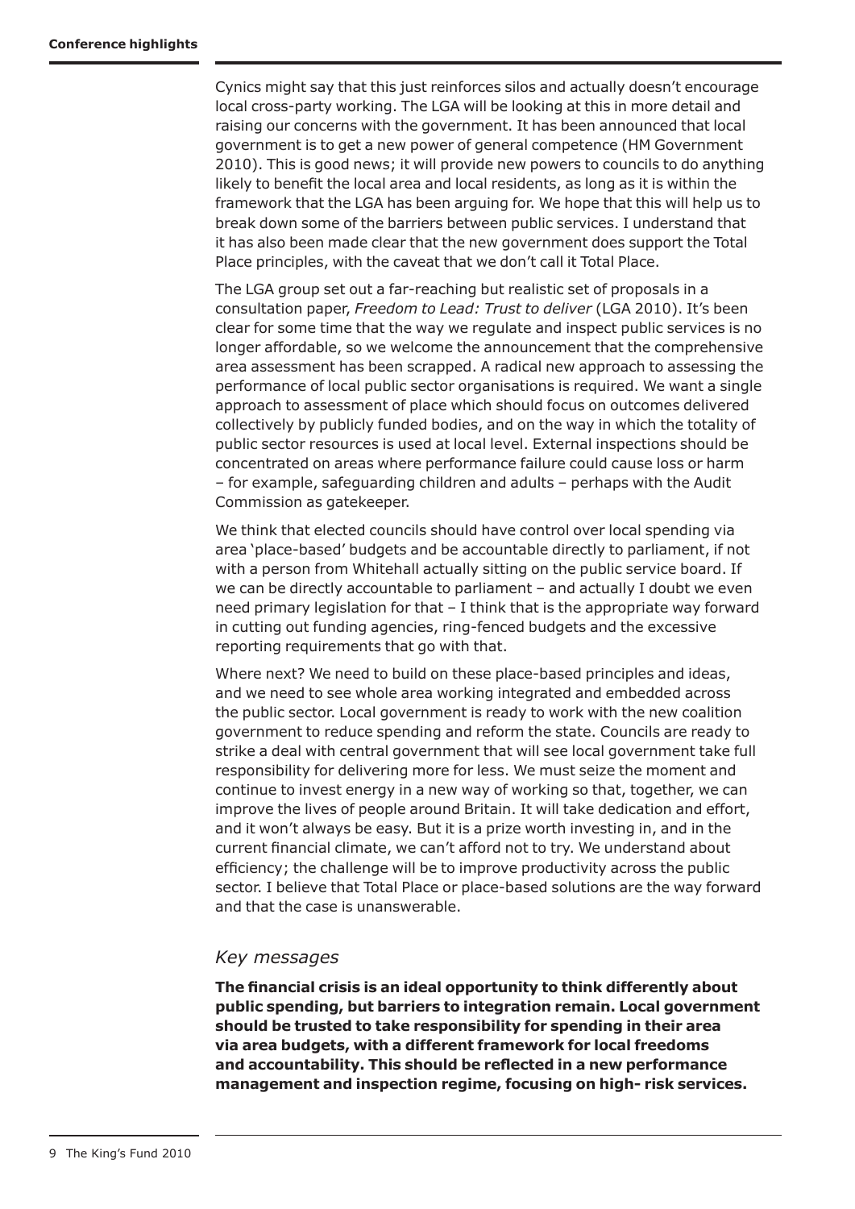Cynics might say that this just reinforces silos and actually doesn't encourage local cross-party working. The LGA will be looking at this in more detail and raising our concerns with the government. It has been announced that local government is to get a new power of general competence (HM Government 2010). This is good news; it will provide new powers to councils to do anything likely to benefit the local area and local residents, as long as it is within the framework that the LGA has been arguing for. We hope that this will help us to break down some of the barriers between public services. I understand that it has also been made clear that the new government does support the Total Place principles, with the caveat that we don't call it Total Place.

The LGA group set out a far-reaching but realistic set of proposals in a consultation paper, *Freedom to Lead: Trust to deliver* (LGA 2010). It's been clear for some time that the way we regulate and inspect public services is no longer affordable, so we welcome the announcement that the comprehensive area assessment has been scrapped. A radical new approach to assessing the performance of local public sector organisations is required. We want a single approach to assessment of place which should focus on outcomes delivered collectively by publicly funded bodies, and on the way in which the totality of public sector resources is used at local level. External inspections should be concentrated on areas where performance failure could cause loss or harm – for example, safeguarding children and adults – perhaps with the Audit Commission as gatekeeper.

We think that elected councils should have control over local spending via area 'place-based' budgets and be accountable directly to parliament, if not with a person from Whitehall actually sitting on the public service board. If we can be directly accountable to parliament – and actually I doubt we even need primary legislation for that – I think that is the appropriate way forward in cutting out funding agencies, ring-fenced budgets and the excessive reporting requirements that go with that.

Where next? We need to build on these place-based principles and ideas, and we need to see whole area working integrated and embedded across the public sector. Local government is ready to work with the new coalition government to reduce spending and reform the state. Councils are ready to strike a deal with central government that will see local government take full responsibility for delivering more for less. We must seize the moment and continue to invest energy in a new way of working so that, together, we can improve the lives of people around Britain. It will take dedication and effort, and it won't always be easy. But it is a prize worth investing in, and in the current financial climate, we can't afford not to try. We understand about efficiency; the challenge will be to improve productivity across the public sector. I believe that Total Place or place-based solutions are the way forward and that the case is unanswerable.

### *Key messages*

**The financial crisis is an ideal opportunity to think differently about public spending, but barriers to integration remain. Local government should be trusted to take responsibility for spending in their area via area budgets, with a different framework for local freedoms and accountability. This should be reflected in a new performance management and inspection regime, focusing on high- risk services.**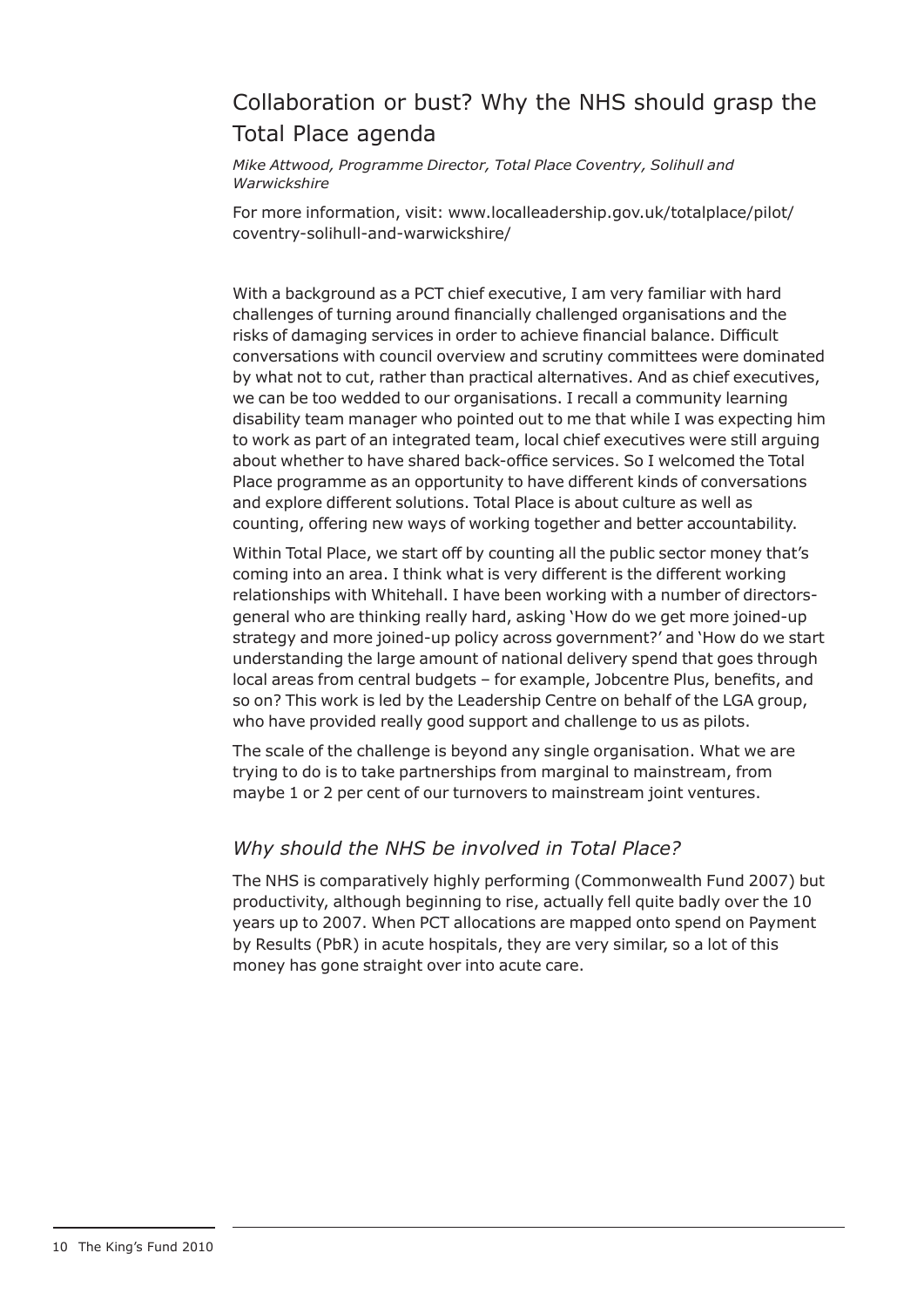## Collaboration or bust? Why the NHS should grasp the Total Place agenda

*Mike Attwood, Programme Director, Total Place Coventry, Solihull and Warwickshire*

For more information, visit: www.localleadership.gov.uk/totalplace/pilot/coventry-solihull-and-warwickshire/

With a background as a PCT chief executive, I am very familiar with hard challenges of turning around financially challenged organisations and the risks of damaging services in order to achieve financial balance. Difficult conversations with council overview and scrutiny committees were dominated by what not to cut, rather than practical alternatives. And as chief executives, we can be too wedded to our organisations. I recall a community learning disability team manager who pointed out to me that while I was expecting him to work as part of an integrated team, local chief executives were still arguing about whether to have shared back-office services. So I welcomed the Total Place programme as an opportunity to have different kinds of conversations and explore different solutions. Total Place is about culture as well as counting, offering new ways of working together and better accountability.

Within Total Place, we start off by counting all the public sector money that's coming into an area. I think what is very different is the different working relationships with Whitehall. I have been working with a number of directors-general who are thinking really hard, asking 'How do we get more joined-up strategy and more joined-up policy across government?' and 'How do we start understanding the large amount of national delivery spend that goes through local areas from central budgets – for example, Jobcentre Plus, benefits, and so on? This work is led by the Leadership Centre on behalf of the LGA group, who have provided really good support and challenge to us as pilots.

The scale of the challenge is beyond any single organisation. What we are trying to do is to take partnerships from marginal to mainstream, from maybe 1 or 2 per cent of our turnovers to mainstream joint ventures.

### *Why should the NHS be involved in Total Place?*

The NHS is comparatively highly performing (Commonwealth Fund 2007) but productivity, although beginning to rise, actually fell quite badly over the 10 years up to 2007. When PCT allocations are mapped onto spend on Payment by Results (PbR) in acute hospitals, they are very similar, so a lot of this money has gone straight over into acute care.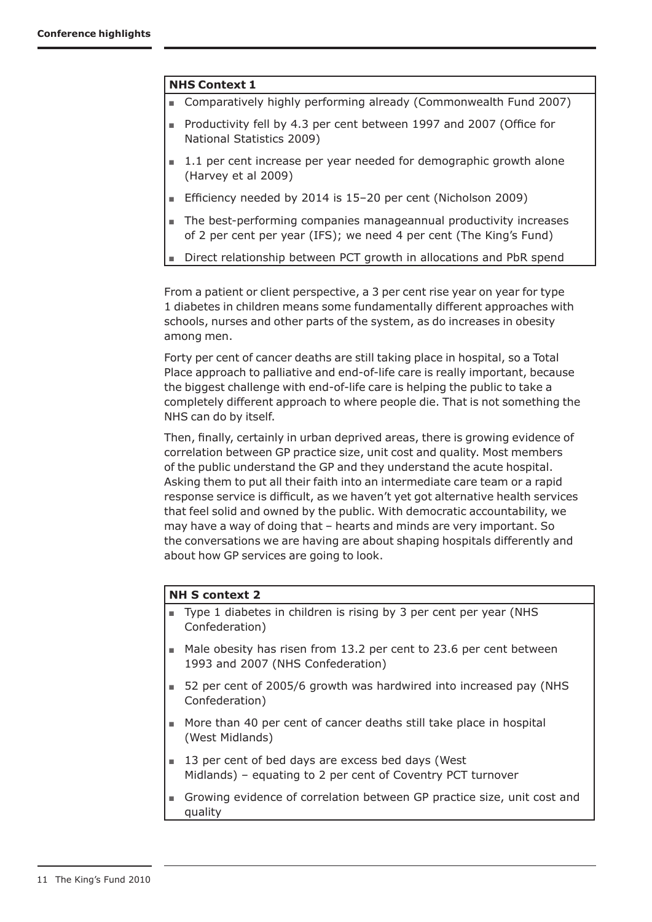**NHS Context 1**

- Comparatively highly performing already (Commonwealth Fund 2007)
- Productivity fell by 4.3 per cent between 1997 and 2007 (Office for National Statistics 2009)
- 1.1 per cent increase per year needed for demographic growth alone (Harvey et al 2009)
- Efficiency needed by 2014 is 15–20 per cent (Nicholson 2009)
- The best-performing companies manageannual productivity increases of 2 per cent per year (IFS); we need 4 per cent (The King's Fund)
- Direct relationship between PCT growth in allocations and PbR spend

From a patient or client perspective, a 3 per cent rise year on year for type 1 diabetes in children means some fundamentally different approaches with schools, nurses and other parts of the system, as do increases in obesity among men.

Forty per cent of cancer deaths are still taking place in hospital, so a Total Place approach to palliative and end-of-life care is really important, because the biggest challenge with end-of-life care is helping the public to take a completely different approach to where people die. That is not something the NHS can do by itself.

Then, finally, certainly in urban deprived areas, there is growing evidence of correlation between GP practice size, unit cost and quality. Most members of the public understand the GP and they understand the acute hospital. Asking them to put all their faith into an intermediate care team or a rapid response service is difficult, as we haven't yet got alternative health services that feel solid and owned by the public. With democratic accountability, we may have a way of doing that – hearts and minds are very important. So the conversations we are having are about shaping hospitals differently and about how GP services are going to look.

**NH S context 2**

- Type 1 diabetes in children is rising by 3 per cent per year (NHS Confederation)
- Male obesity has risen from 13.2 per cent to 23.6 per cent between 1993 and 2007 (NHS Confederation)
- 52 per cent of 2005/6 growth was hardwired into increased pay (NHS Confederation)
- More than 40 per cent of cancer deaths still take place in hospital (West Midlands)
- 13 per cent of bed days are excess bed days (West Midlands) – equating to 2 per cent of Coventry PCT turnover
- Growing evidence of correlation between GP practice size, unit cost and quality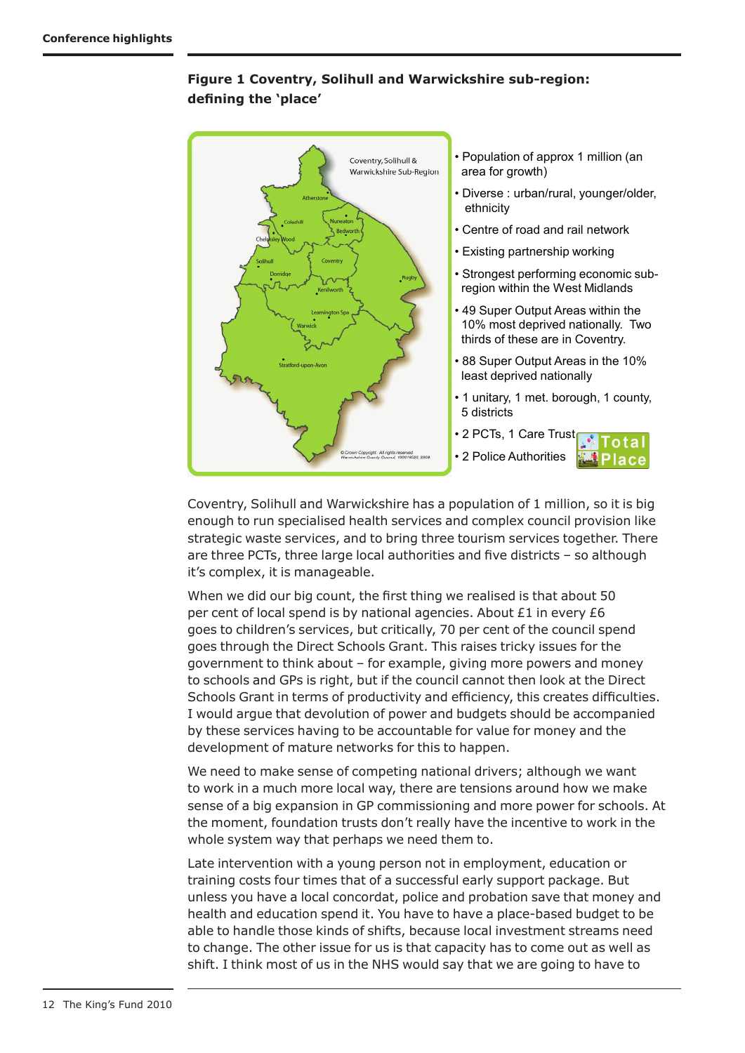**Figure 1 Coventry, Solihull and Warwickshire sub-region: defining the 'place'**

- Population of approx 1 million (an area for growth)
- Diverse : urban/rural, younger/older, ethnicity
- Centre of road and rail network
- Existing partnership working
- Strongest performing economic sub-region within the West Midlands
- 49 Super Output Areas within the 10% most deprived nationally. Two thirds of these are in Coventry.
- 88 Super Output Areas in the 10% least deprived nationally
- 1 unitary, 1 met. borough, 1 county, 5 districts
- 2 PCTs, 1 Care Trust
- 2 Police Authorities

Coventry, Solihull and Warwickshire has a population of 1 million, so it is big enough to run specialised health services and complex council provision like strategic waste services, and to bring three tourism services together. There are three PCTs, three large local authorities and five districts – so although it's complex, it is manageable.

When we did our big count, the first thing we realised is that about 50 per cent of local spend is by national agencies. About £1 in every £6 goes to children's services, but critically, 70 per cent of the council spend goes through the Direct Schools Grant. This raises tricky issues for the government to think about – for example, giving more powers and money to schools and GPs is right, but if the council cannot then look at the Direct Schools Grant in terms of productivity and efficiency, this creates difficulties. I would argue that devolution of power and budgets should be accompanied by these services having to be accountable for value for money and the development of mature networks for this to happen.

We need to make sense of competing national drivers; although we want to work in a much more local way, there are tensions around how we make sense of a big expansion in GP commissioning and more power for schools. At the moment, foundation trusts don't really have the incentive to work in the whole system way that perhaps we need them to.

Late intervention with a young person not in employment, education or training costs four times that of a successful early support package. But unless you have a local concordat, police and probation save that money and health and education spend it. You have to have a place-based budget to be able to handle those kinds of shifts, because local investment streams need to change. The other issue for us is that capacity has to come out as well as shift. I think most of us in the NHS would say that we are going to have to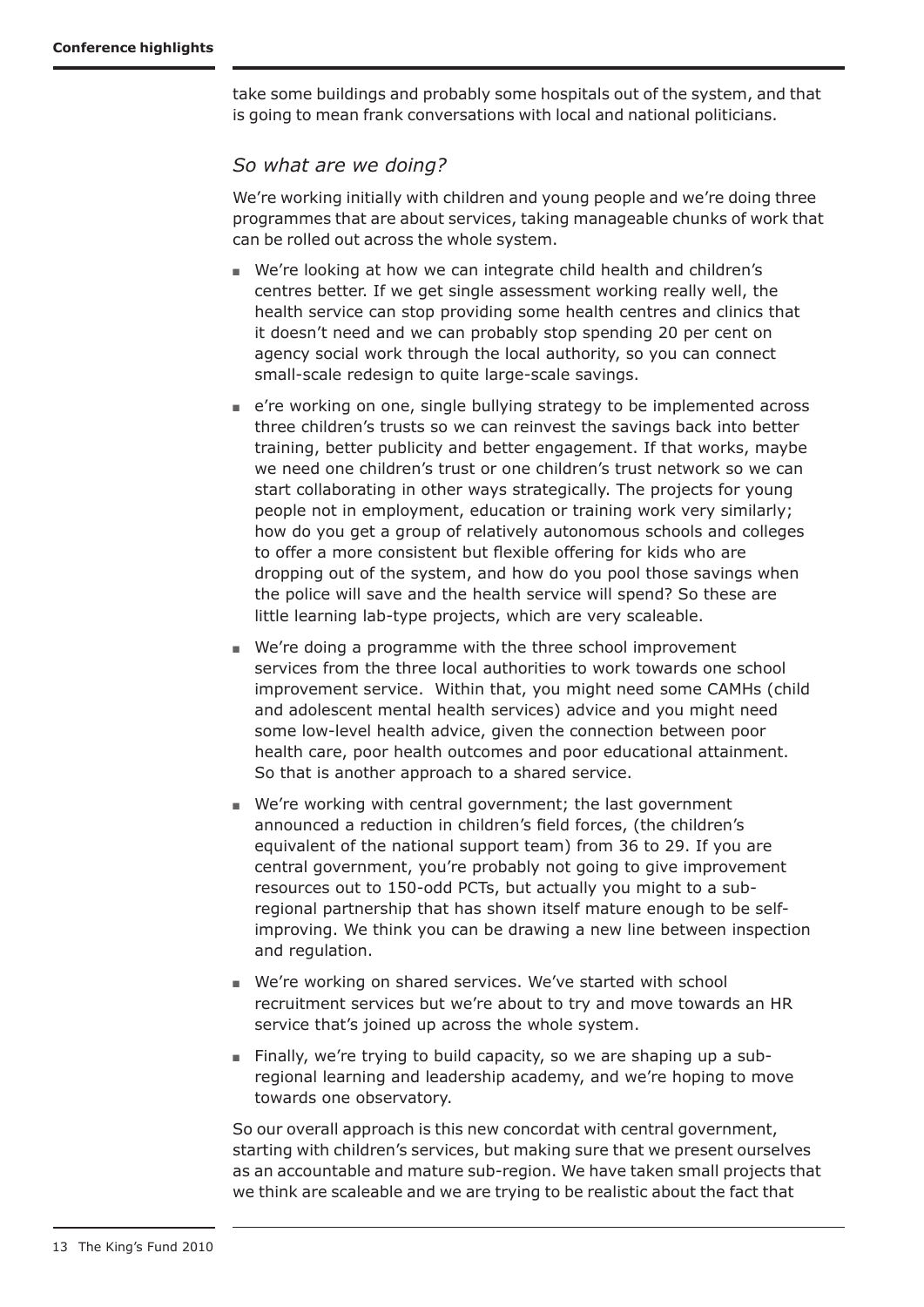take some buildings and probably some hospitals out of the system, and that is going to mean frank conversations with local and national politicians.

### *So what are we doing?*

We're working initially with children and young people and we're doing three programmes that are about services, taking manageable chunks of work that can be rolled out across the whole system.

- We're looking at how we can integrate child health and children's centres better. If we get single assessment working really well, the health service can stop providing some health centres and clinics that it doesn't need and we can probably stop spending 20 per cent on agency social work through the local authority, so you can connect small-scale redesign to quite large-scale savings.
- e're working on one, single bullying strategy to be implemented across three children's trusts so we can reinvest the savings back into better training, better publicity and better engagement. If that works, maybe we need one children's trust or one children's trust network so we can start collaborating in other ways strategically. The projects for young people not in employment, education or training work very similarly; how do you get a group of relatively autonomous schools and colleges to offer a more consistent but flexible offering for kids who are dropping out of the system, and how do you pool those savings when the police will save and the health service will spend? So these are little learning lab-type projects, which are very scaleable.
- We're doing a programme with the three school improvement services from the three local authorities to work towards one school improvement service. Within that, you might need some CAMHs (child and adolescent mental health services) advice and you might need some low-level health advice, given the connection between poor health care, poor health outcomes and poor educational attainment. So that is another approach to a shared service.
- We're working with central government; the last government announced a reduction in children's field forces, (the children's equivalent of the national support team) from 36 to 29. If you are central government, you're probably not going to give improvement resources out to 150-odd PCTs, but actually you might to a sub-regional partnership that has shown itself mature enough to be self-improving. We think you can be drawing a new line between inspection and regulation.
- We're working on shared services. We've started with school recruitment services but we're about to try and move towards an HR service that's joined up across the whole system.
- Finally, we're trying to build capacity, so we are shaping up a sub-regional learning and leadership academy, and we're hoping to move towards one observatory.

So our overall approach is this new concordat with central government, starting with children's services, but making sure that we present ourselves as an accountable and mature sub-region. We have taken small projects that we think are scaleable and we are trying to be realistic about the fact that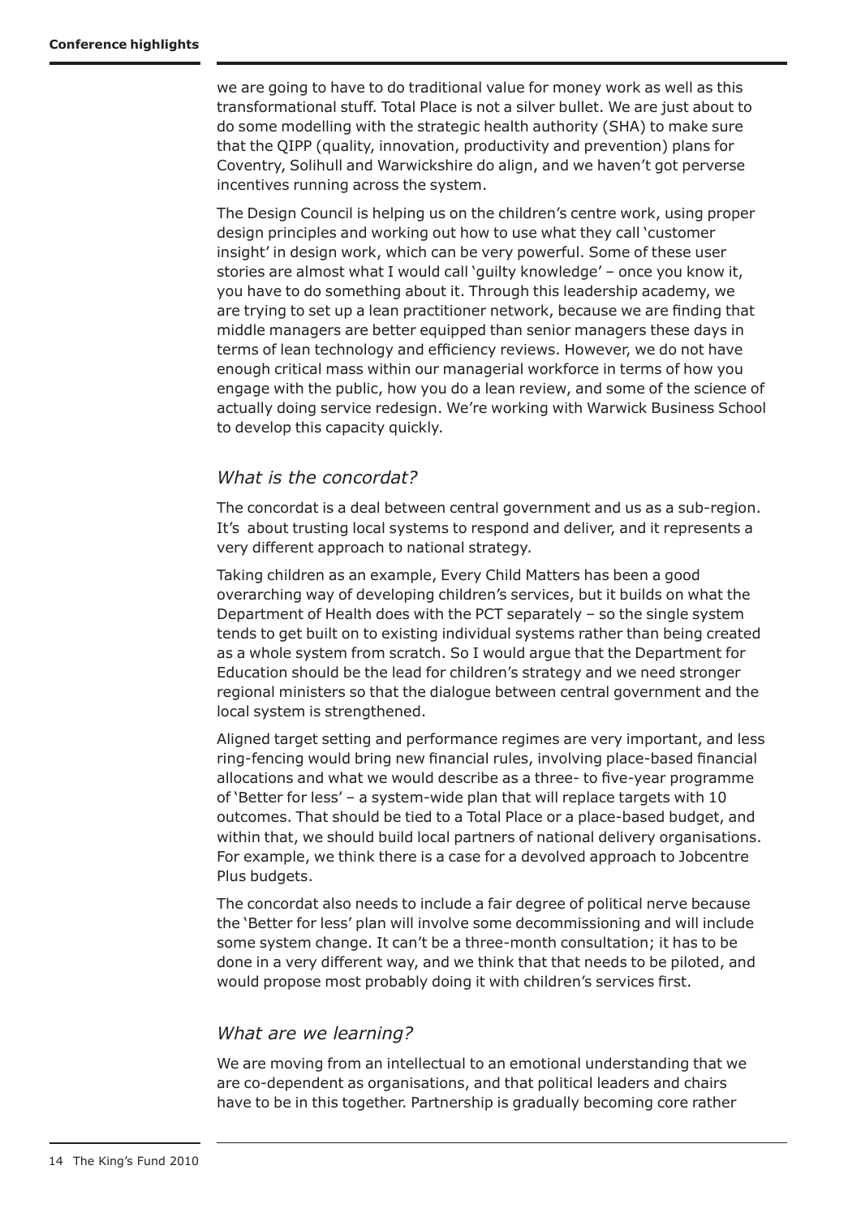we are going to have to do traditional value for money work as well as this transformational stuff. Total Place is not a silver bullet. We are just about to do some modelling with the strategic health authority (SHA) to make sure that the QIPP (quality, innovation, productivity and prevention) plans for Coventry, Solihull and Warwickshire do align, and we haven't got perverse incentives running across the system.

The Design Council is helping us on the children's centre work, using proper design principles and working out how to use what they call 'customer insight' in design work, which can be very powerful. Some of these user stories are almost what I would call 'guilty knowledge' – once you know it, you have to do something about it. Through this leadership academy, we are trying to set up a lean practitioner network, because we are finding that middle managers are better equipped than senior managers these days in terms of lean technology and efficiency reviews. However, we do not have enough critical mass within our managerial workforce in terms of how you engage with the public, how you do a lean review, and some of the science of actually doing service redesign. We're working with Warwick Business School to develop this capacity quickly.

### *What is the concordat?*

The concordat is a deal between central government and us as a sub-region. It's about trusting local systems to respond and deliver, and it represents a very different approach to national strategy.

Taking children as an example, Every Child Matters has been a good overarching way of developing children's services, but it builds on what the Department of Health does with the PCT separately – so the single system tends to get built on to existing individual systems rather than being created as a whole system from scratch. So I would argue that the Department for Education should be the lead for children's strategy and we need stronger regional ministers so that the dialogue between central government and the local system is strengthened.

Aligned target setting and performance regimes are very important, and less ring-fencing would bring new financial rules, involving place-based financial allocations and what we would describe as a three- to five-year programme of 'Better for less' – a system-wide plan that will replace targets with 10 outcomes. That should be tied to a Total Place or a place-based budget, and within that, we should build local partners of national delivery organisations. For example, we think there is a case for a devolved approach to Jobcentre Plus budgets.

The concordat also needs to include a fair degree of political nerve because the 'Better for less' plan will involve some decommissioning and will include some system change. It can't be a three-month consultation; it has to be done in a very different way, and we think that that needs to be piloted, and would propose most probably doing it with children's services first.

### *What are we learning?*

We are moving from an intellectual to an emotional understanding that we are co-dependent as organisations, and that political leaders and chairs have to be in this together. Partnership is gradually becoming core rather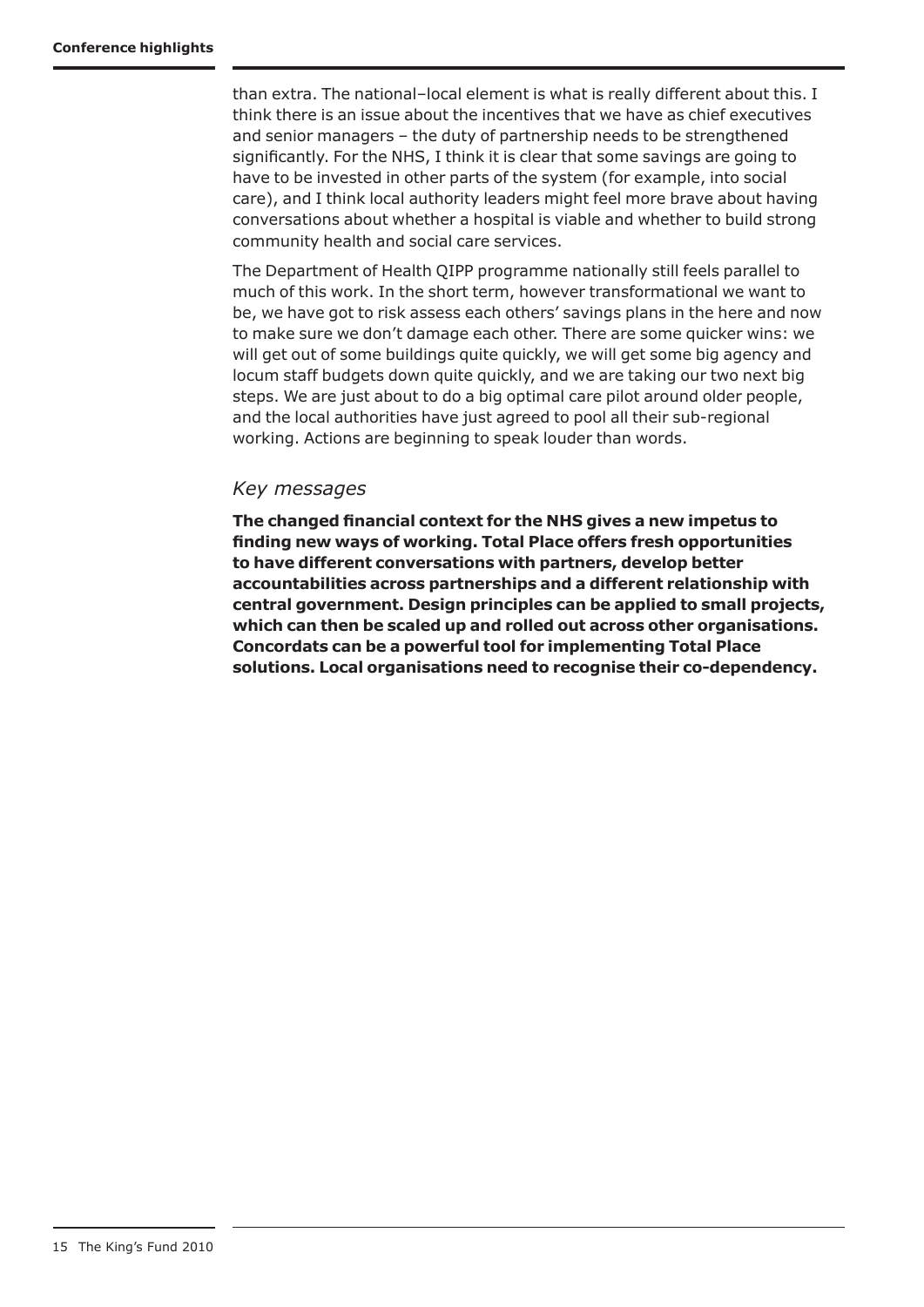than extra. The national–local element is what is really different about this. I think there is an issue about the incentives that we have as chief executives and senior managers – the duty of partnership needs to be strengthened significantly. For the NHS, I think it is clear that some savings are going to have to be invested in other parts of the system (for example, into social care), and I think local authority leaders might feel more brave about having conversations about whether a hospital is viable and whether to build strong community health and social care services.

The Department of Health QIPP programme nationally still feels parallel to much of this work. In the short term, however transformational we want to be, we have got to risk assess each others' savings plans in the here and now to make sure we don't damage each other. There are some quicker wins: we will get out of some buildings quite quickly, we will get some big agency and locum staff budgets down quite quickly, and we are taking our two next big steps. We are just about to do a big optimal care pilot around older people, and the local authorities have just agreed to pool all their sub-regional working. Actions are beginning to speak louder than words.

### *Key messages*

**The changed financial context for the NHS gives a new impetus to finding new ways of working. Total Place offers fresh opportunities to have different conversations with partners, develop better accountabilities across partnerships and a different relationship with central government. Design principles can be applied to small projects, which can then be scaled up and rolled out across other organisations. Concordats can be a powerful tool for implementing Total Place solutions. Local organisations need to recognise their co-dependency.**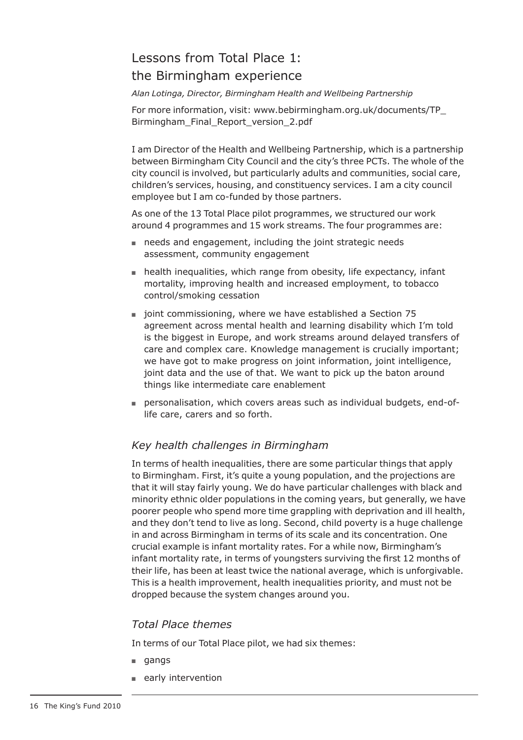# Lessons from Total Place 1: the Birmingham experience

*Alan Lotinga, Director, Birmingham Health and Wellbeing Partnership*

For more information, visit: www.bebirmingham.org.uk/documents/TP_Birmingham_Final_Report_version_2.pdf

I am Director of the Health and Wellbeing Partnership, which is a partnership between Birmingham City Council and the city's three PCTs. The whole of the city council is involved, but particularly adults and communities, social care, children's services, housing, and constituency services. I am a city council employee but I am co-funded by those partners.

As one of the 13 Total Place pilot programmes, we structured our work around 4 programmes and 15 work streams. The four programmes are:

- needs and engagement, including the joint strategic needs assessment, community engagement
- health inequalities, which range from obesity, life expectancy, infant mortality, improving health and increased employment, to tobacco control/smoking cessation
- joint commissioning, where we have established a Section 75 agreement across mental health and learning disability which I'm told is the biggest in Europe, and work streams around delayed transfers of care and complex care. Knowledge management is crucially important; we have got to make progress on joint information, joint intelligence, joint data and the use of that. We want to pick up the baton around things like intermediate care enablement
- personalisation, which covers areas such as individual budgets, end-of-life care, carers and so forth.

## *Key health challenges in Birmingham*

In terms of health inequalities, there are some particular things that apply to Birmingham. First, it's quite a young population, and the projections are that it will stay fairly young. We do have particular challenges with black and minority ethnic older populations in the coming years, but generally, we have poorer people who spend more time grappling with deprivation and ill health, and they don't tend to live as long. Second, child poverty is a huge challenge in and across Birmingham in terms of its scale and its concentration. One crucial example is infant mortality rates. For a while now, Birmingham's infant mortality rate, in terms of youngsters surviving the first 12 months of their life, has been at least twice the national average, which is unforgivable. This is a health improvement, health inequalities priority, and must not be dropped because the system changes around you.

## *Total Place themes*

In terms of our Total Place pilot, we had six themes:

- gangs
- early intervention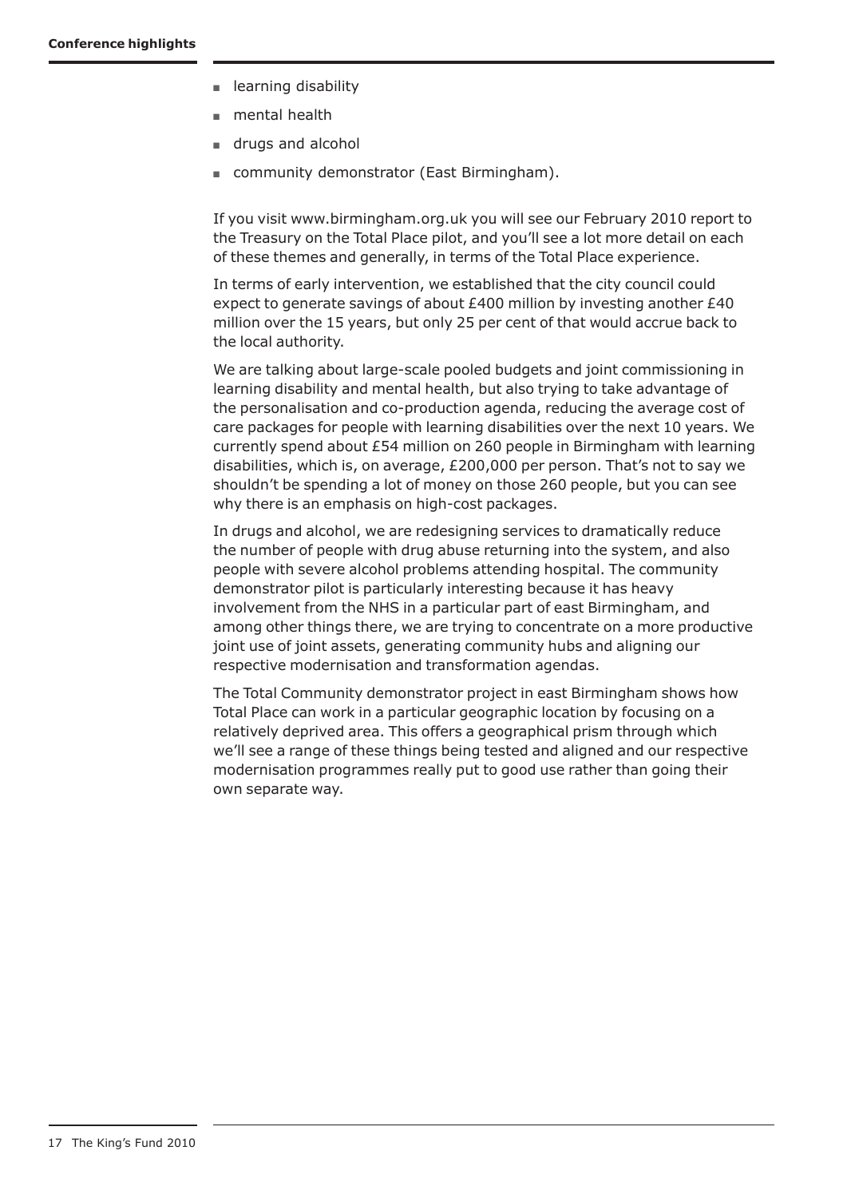- learning disability
- mental health
- drugs and alcohol
- community demonstrator (East Birmingham).

If you visit www.birmingham.org.uk you will see our February 2010 report to the Treasury on the Total Place pilot, and you'll see a lot more detail on each of these themes and generally, in terms of the Total Place experience.

In terms of early intervention, we established that the city council could expect to generate savings of about £400 million by investing another £40 million over the 15 years, but only 25 per cent of that would accrue back to the local authority.

We are talking about large-scale pooled budgets and joint commissioning in learning disability and mental health, but also trying to take advantage of the personalisation and co-production agenda, reducing the average cost of care packages for people with learning disabilities over the next 10 years. We currently spend about £54 million on 260 people in Birmingham with learning disabilities, which is, on average, £200,000 per person. That's not to say we shouldn't be spending a lot of money on those 260 people, but you can see why there is an emphasis on high-cost packages.

In drugs and alcohol, we are redesigning services to dramatically reduce the number of people with drug abuse returning into the system, and also people with severe alcohol problems attending hospital. The community demonstrator pilot is particularly interesting because it has heavy involvement from the NHS in a particular part of east Birmingham, and among other things there, we are trying to concentrate on a more productive joint use of joint assets, generating community hubs and aligning our respective modernisation and transformation agendas.

The Total Community demonstrator project in east Birmingham shows how Total Place can work in a particular geographic location by focusing on a relatively deprived area. This offers a geographical prism through which we'll see a range of these things being tested and aligned and our respective modernisation programmes really put to good use rather than going their own separate way.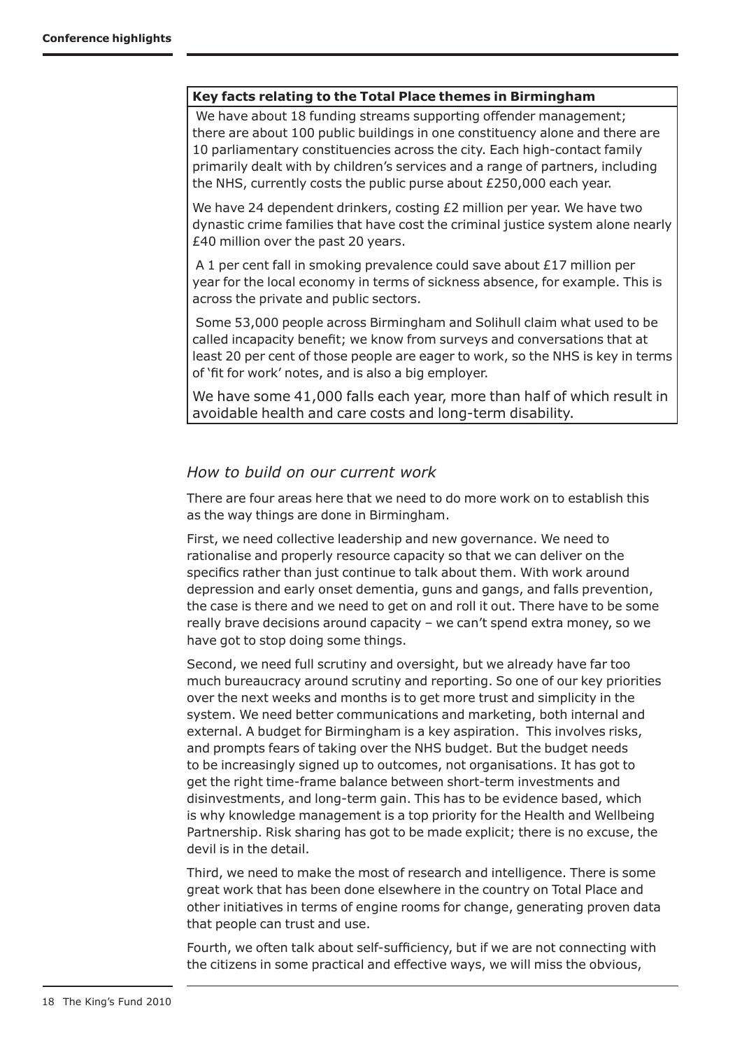**Key facts relating to the Total Place themes in Birmingham**

We have about 18 funding streams supporting offender management; there are about 100 public buildings in one constituency alone and there are 10 parliamentary constituencies across the city. Each high-contact family primarily dealt with by children's services and a range of partners, including the NHS, currently costs the public purse about £250,000 each year.

We have 24 dependent drinkers, costing £2 million per year. We have two dynastic crime families that have cost the criminal justice system alone nearly £40 million over the past 20 years.

A 1 per cent fall in smoking prevalence could save about £17 million per year for the local economy in terms of sickness absence, for example. This is across the private and public sectors.

Some 53,000 people across Birmingham and Solihull claim what used to be called incapacity benefit; we know from surveys and conversations that at least 20 per cent of those people are eager to work, so the NHS is key in terms of 'fit for work' notes, and is also a big employer.

We have some 41,000 falls each year, more than half of which result in avoidable health and care costs and long-term disability.

### *How to build on our current work*

There are four areas here that we need to do more work on to establish this as the way things are done in Birmingham.

First, we need collective leadership and new governance. We need to rationalise and properly resource capacity so that we can deliver on the specifics rather than just continue to talk about them. With work around depression and early onset dementia, guns and gangs, and falls prevention, the case is there and we need to get on and roll it out. There have to be some really brave decisions around capacity – we can't spend extra money, so we have got to stop doing some things.

Second, we need full scrutiny and oversight, but we already have far too much bureaucracy around scrutiny and reporting. So one of our key priorities over the next weeks and months is to get more trust and simplicity in the system. We need better communications and marketing, both internal and external. A budget for Birmingham is a key aspiration. This involves risks, and prompts fears of taking over the NHS budget. But the budget needs to be increasingly signed up to outcomes, not organisations. It has got to get the right time-frame balance between short-term investments and disinvestments, and long-term gain. This has to be evidence based, which is why knowledge management is a top priority for the Health and Wellbeing Partnership. Risk sharing has got to be made explicit; there is no excuse, the devil is in the detail.

Third, we need to make the most of research and intelligence. There is some great work that has been done elsewhere in the country on Total Place and other initiatives in terms of engine rooms for change, generating proven data that people can trust and use.

Fourth, we often talk about self-sufficiency, but if we are not connecting with the citizens in some practical and effective ways, we will miss the obvious,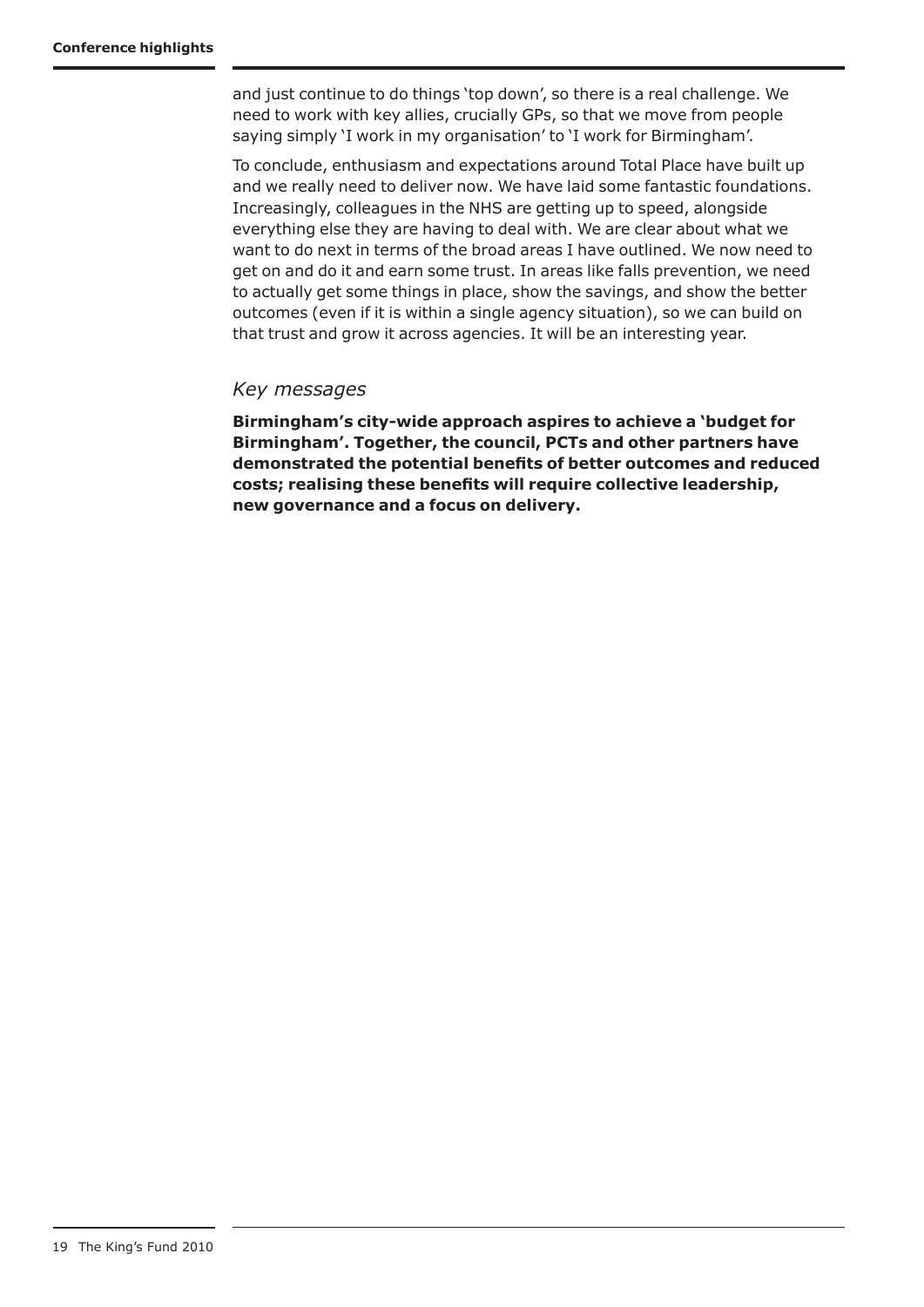and just continue to do things 'top down', so there is a real challenge. We need to work with key allies, crucially GPs, so that we move from people saying simply 'I work in my organisation' to 'I work for Birmingham'.

To conclude, enthusiasm and expectations around Total Place have built up and we really need to deliver now. We have laid some fantastic foundations. Increasingly, colleagues in the NHS are getting up to speed, alongside everything else they are having to deal with. We are clear about what we want to do next in terms of the broad areas I have outlined. We now need to get on and do it and earn some trust. In areas like falls prevention, we need to actually get some things in place, show the savings, and show the better outcomes (even if it is within a single agency situation), so we can build on that trust and grow it across agencies. It will be an interesting year.

### *Key messages*

**Birmingham's city-wide approach aspires to achieve a 'budget for Birmingham'. Together, the council, PCTs and other partners have demonstrated the potential benefits of better outcomes and reduced costs; realising these benefits will require collective leadership, new governance and a focus on delivery.**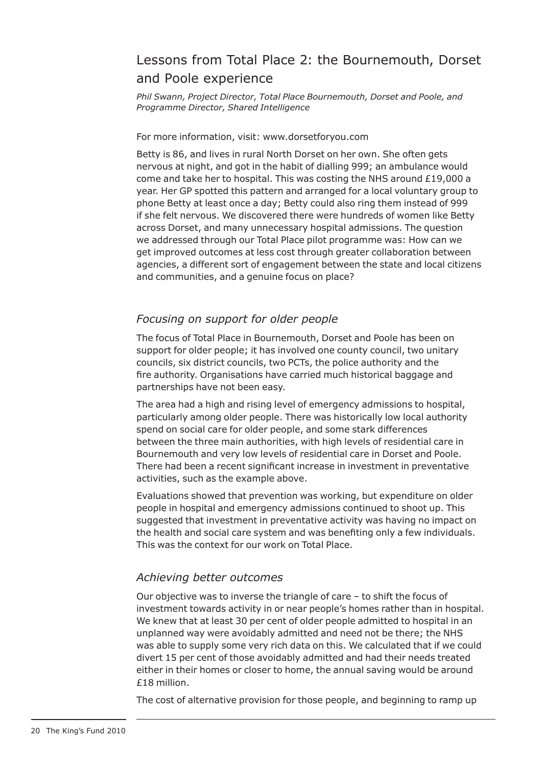## Lessons from Total Place 2: the Bournemouth, Dorset and Poole experience

*Phil Swann, Project Director, Total Place Bournemouth, Dorset and Poole, and Programme Director, Shared Intelligence*

For more information, visit: www.dorsetforyou.com

Betty is 86, and lives in rural North Dorset on her own. She often gets nervous at night, and got in the habit of dialling 999; an ambulance would come and take her to hospital. This was costing the NHS around £19,000 a year. Her GP spotted this pattern and arranged for a local voluntary group to phone Betty at least once a day; Betty could also ring them instead of 999 if she felt nervous. We discovered there were hundreds of women like Betty across Dorset, and many unnecessary hospital admissions. The question we addressed through our Total Place pilot programme was: How can we get improved outcomes at less cost through greater collaboration between agencies, a different sort of engagement between the state and local citizens and communities, and a genuine focus on place?

### *Focusing on support for older people*

The focus of Total Place in Bournemouth, Dorset and Poole has been on support for older people; it has involved one county council, two unitary councils, six district councils, two PCTs, the police authority and the fire authority. Organisations have carried much historical baggage and partnerships have not been easy.

The area had a high and rising level of emergency admissions to hospital, particularly among older people. There was historically low local authority spend on social care for older people, and some stark differences between the three main authorities, with high levels of residential care in Bournemouth and very low levels of residential care in Dorset and Poole. There had been a recent significant increase in investment in preventative activities, such as the example above.

Evaluations showed that prevention was working, but expenditure on older people in hospital and emergency admissions continued to shoot up. This suggested that investment in preventative activity was having no impact on the health and social care system and was benefiting only a few individuals. This was the context for our work on Total Place.

### *Achieving better outcomes*

Our objective was to inverse the triangle of care – to shift the focus of investment towards activity in or near people's homes rather than in hospital. We knew that at least 30 per cent of older people admitted to hospital in an unplanned way were avoidably admitted and need not be there; the NHS was able to supply some very rich data on this. We calculated that if we could divert 15 per cent of those avoidably admitted and had their needs treated either in their homes or closer to home, the annual saving would be around £18 million.

The cost of alternative provision for those people, and beginning to ramp up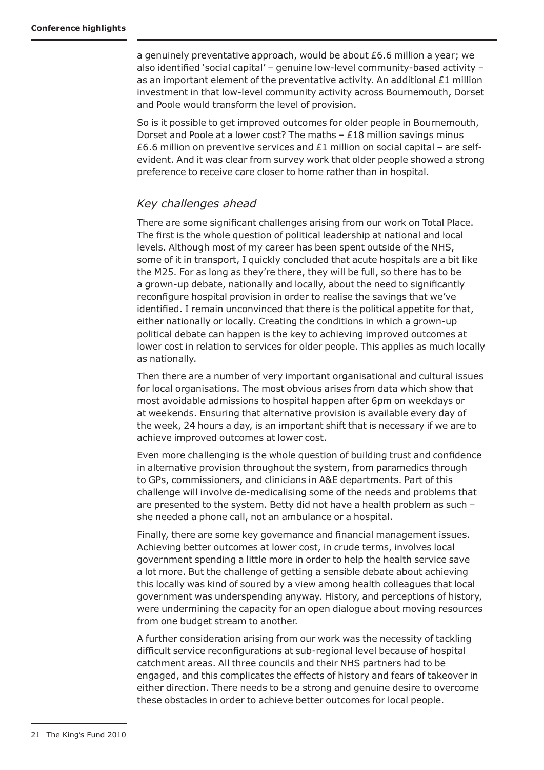a genuinely preventative approach, would be about £6.6 million a year; we also identified 'social capital' – genuine low-level community-based activity – as an important element of the preventative activity. An additional £1 million investment in that low-level community activity across Bournemouth, Dorset and Poole would transform the level of provision.

So is it possible to get improved outcomes for older people in Bournemouth, Dorset and Poole at a lower cost? The maths – £18 million savings minus £6.6 million on preventive services and £1 million on social capital – are self-evident. And it was clear from survey work that older people showed a strong preference to receive care closer to home rather than in hospital.

### *Key challenges ahead*

There are some significant challenges arising from our work on Total Place. The first is the whole question of political leadership at national and local levels. Although most of my career has been spent outside of the NHS, some of it in transport, I quickly concluded that acute hospitals are a bit like the M25. For as long as they're there, they will be full, so there has to be a grown-up debate, nationally and locally, about the need to significantly reconfigure hospital provision in order to realise the savings that we've identified. I remain unconvinced that there is the political appetite for that, either nationally or locally. Creating the conditions in which a grown-up political debate can happen is the key to achieving improved outcomes at lower cost in relation to services for older people. This applies as much locally as nationally.

Then there are a number of very important organisational and cultural issues for local organisations. The most obvious arises from data which show that most avoidable admissions to hospital happen after 6pm on weekdays or at weekends. Ensuring that alternative provision is available every day of the week, 24 hours a day, is an important shift that is necessary if we are to achieve improved outcomes at lower cost.

Even more challenging is the whole question of building trust and confidence in alternative provision throughout the system, from paramedics through to GPs, commissioners, and clinicians in A&E departments. Part of this challenge will involve de-medicalising some of the needs and problems that are presented to the system. Betty did not have a health problem as such – she needed a phone call, not an ambulance or a hospital.

Finally, there are some key governance and financial management issues. Achieving better outcomes at lower cost, in crude terms, involves local government spending a little more in order to help the health service save a lot more. But the challenge of getting a sensible debate about achieving this locally was kind of soured by a view among health colleagues that local government was underspending anyway. History, and perceptions of history, were undermining the capacity for an open dialogue about moving resources from one budget stream to another.

A further consideration arising from our work was the necessity of tackling difficult service reconfigurations at sub-regional level because of hospital catchment areas. All three councils and their NHS partners had to be engaged, and this complicates the effects of history and fears of takeover in either direction. There needs to be a strong and genuine desire to overcome these obstacles in order to achieve better outcomes for local people.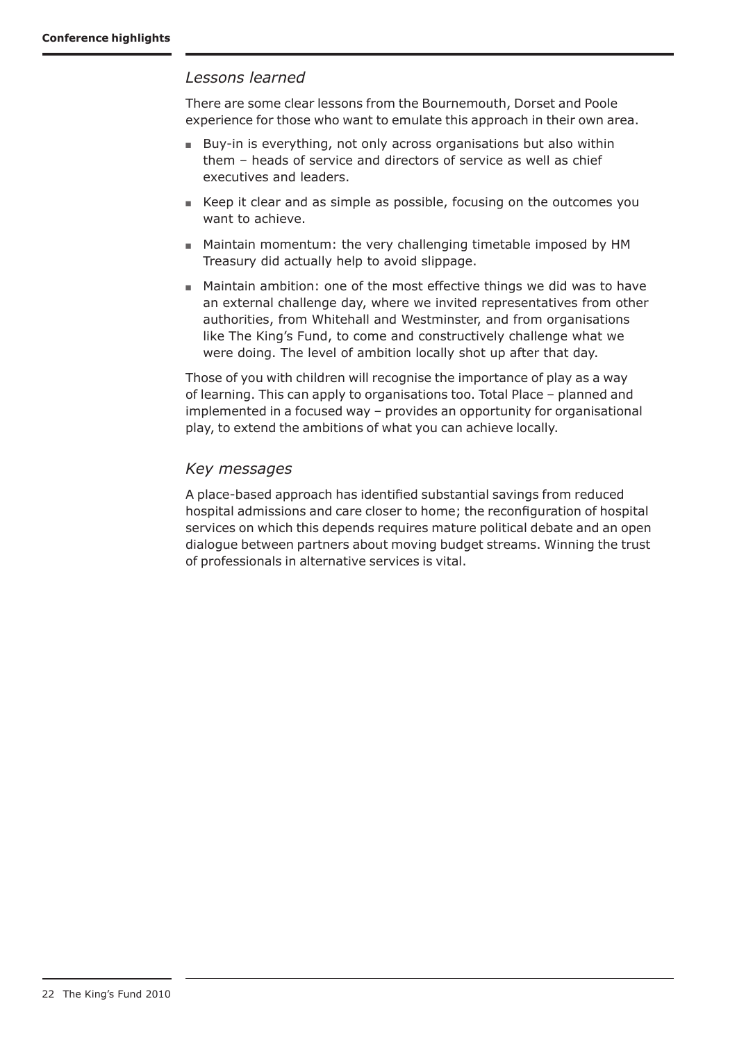### *Lessons learned*

There are some clear lessons from the Bournemouth, Dorset and Poole experience for those who want to emulate this approach in their own area.

- Buy-in is everything, not only across organisations but also within them – heads of service and directors of service as well as chief executives and leaders.
- Keep it clear and as simple as possible, focusing on the outcomes you want to achieve.
- Maintain momentum: the very challenging timetable imposed by HM Treasury did actually help to avoid slippage.
- Maintain ambition: one of the most effective things we did was to have an external challenge day, where we invited representatives from other authorities, from Whitehall and Westminster, and from organisations like The King's Fund, to come and constructively challenge what we were doing. The level of ambition locally shot up after that day.

Those of you with children will recognise the importance of play as a way of learning. This can apply to organisations too. Total Place – planned and implemented in a focused way – provides an opportunity for organisational play, to extend the ambitions of what you can achieve locally.

### *Key messages*

A place-based approach has identified substantial savings from reduced hospital admissions and care closer to home; the reconfiguration of hospital services on which this depends requires mature political debate and an open dialogue between partners about moving budget streams. Winning the trust of professionals in alternative services is vital.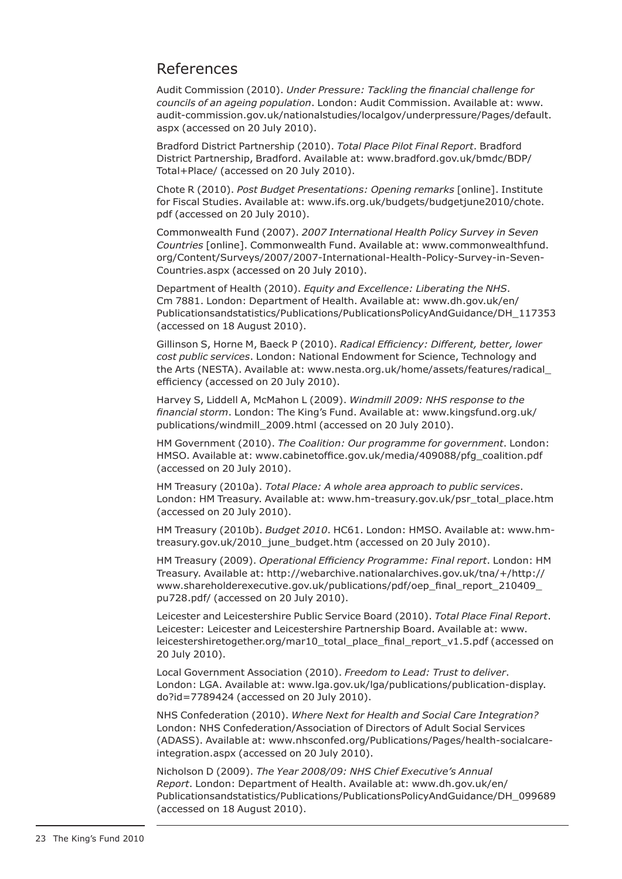## References

Audit Commission (2010). *Under Pressure: Tackling the financial challenge for councils of an ageing population*. London: Audit Commission. Available at: www.audit-commission.gov.uk/nationalstudies/localgov/underpressure/Pages/default.aspx (accessed on 20 July 2010).

Bradford District Partnership (2010). *Total Place Pilot Final Report*. Bradford District Partnership, Bradford. Available at: www.bradford.gov.uk/bmdc/BDP/Total+Place/ (accessed on 20 July 2010).

Chote R (2010). *Post Budget Presentations: Opening remarks* [online]. Institute for Fiscal Studies. Available at: www.ifs.org.uk/budgets/budgetjune2010/chote.pdf (accessed on 20 July 2010).

Commonwealth Fund (2007). *2007 International Health Policy Survey in Seven Countries* [online]. Commonwealth Fund. Available at: www.commonwealthfund.org/Content/Surveys/2007/2007-International-Health-Policy-Survey-in-Seven-Countries.aspx (accessed on 20 July 2010).

Department of Health (2010). *Equity and Excellence: Liberating the NHS*. Cm 7881. London: Department of Health. Available at: www.dh.gov.uk/en/Publicationsandstatistics/Publications/PublicationsPolicyAndGuidance/DH_117353 (accessed on 18 August 2010).

Gillinson S, Horne M, Baeck P (2010). *Radical Efficiency: Different, better, lower cost public services*. London: National Endowment for Science, Technology and the Arts (NESTA). Available at: www.nesta.org.uk/home/assets/features/radical_efficiency (accessed on 20 July 2010).

Harvey S, Liddell A, McMahon L (2009). *Windmill 2009: NHS response to the financial storm*. London: The King's Fund. Available at: www.kingsfund.org.uk/publications/windmill_2009.html (accessed on 20 July 2010).

HM Government (2010). *The Coalition: Our programme for government*. London: HMSO. Available at: www.cabinetoffice.gov.uk/media/409088/pfg_coalition.pdf (accessed on 20 July 2010).

HM Treasury (2010a). *Total Place: A whole area approach to public services*. London: HM Treasury. Available at: www.hm-treasury.gov.uk/psr_total_place.htm (accessed on 20 July 2010).

HM Treasury (2010b). *Budget 2010*. HC61. London: HMSO. Available at: www.hm-treasury.gov.uk/2010_june_budget.htm (accessed on 20 July 2010).

HM Treasury (2009). *Operational Efficiency Programme: Final report*. London: HM Treasury. Available at: http://webarchive.nationalarchives.gov.uk/tna/+/http://www.shareholderexecutive.gov.uk/publications/pdf/oep_final_report_210409_pu728.pdf/ (accessed on 20 July 2010).

Leicester and Leicestershire Public Service Board (2010). *Total Place Final Report*. Leicester: Leicester and Leicestershire Partnership Board. Available at: www.leicestershiretogether.org/mar10_total_place_final_report_v1.5.pdf (accessed on 20 July 2010).

Local Government Association (2010). *Freedom to Lead: Trust to deliver*. London: LGA. Available at: www.lga.gov.uk/lga/publications/publication-display.do?id=7789424 (accessed on 20 July 2010).

NHS Confederation (2010). *Where Next for Health and Social Care Integration?* London: NHS Confederation/Association of Directors of Adult Social Services (ADASS). Available at: www.nhsconfed.org/Publications/Pages/health-socialcare-integration.aspx (accessed on 20 July 2010).

Nicholson D (2009). *The Year 2008/09: NHS Chief Executive's Annual Report*. London: Department of Health. Available at: www.dh.gov.uk/en/Publicationsandstatistics/Publications/PublicationsPolicyAndGuidance/DH_099689 (accessed on 18 August 2010).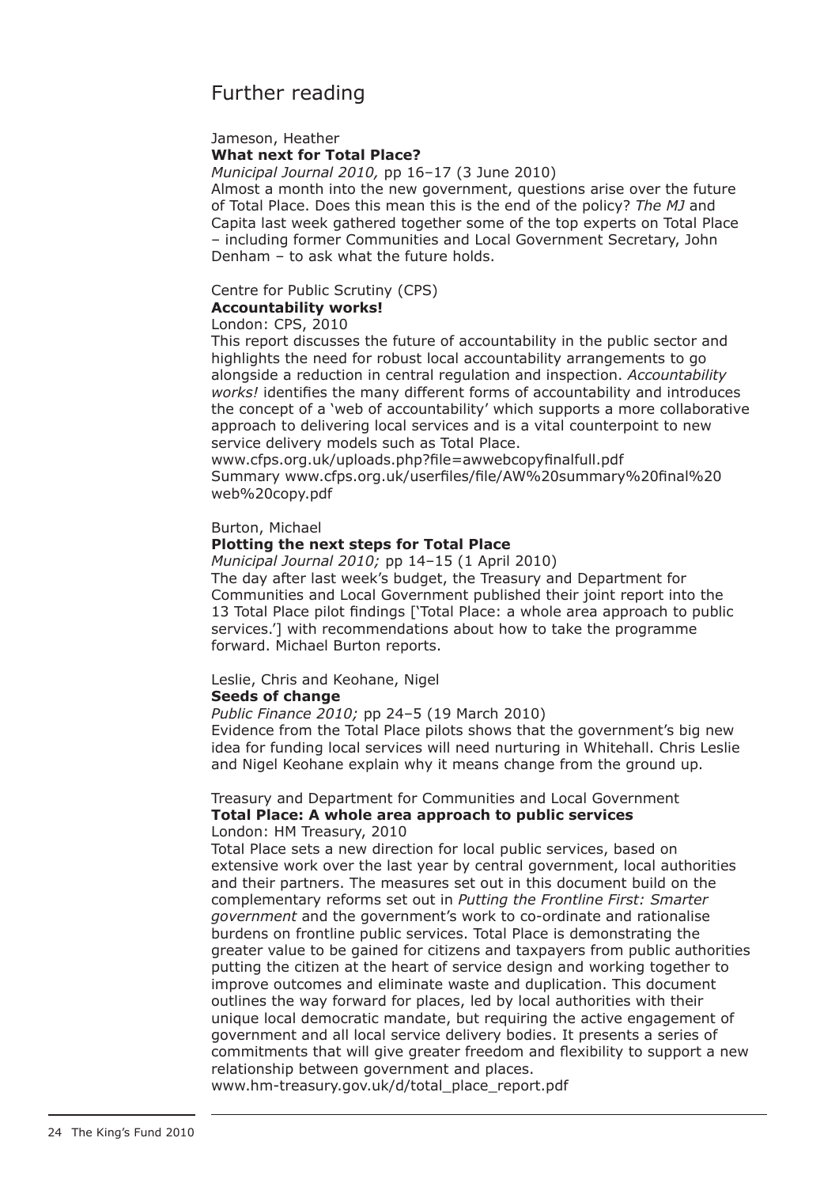# Further reading

Jameson, Heather
**What next for Total Place?**
*Municipal Journal 2010,* pp 16–17 (3 June 2010)
Almost a month into the new government, questions arise over the future of Total Place. Does this mean this is the end of the policy? *The MJ* and Capita last week gathered together some of the top experts on Total Place – including former Communities and Local Government Secretary, John Denham – to ask what the future holds.

Centre for Public Scrutiny (CPS)
**Accountability works!**
London: CPS, 2010
This report discusses the future of accountability in the public sector and highlights the need for robust local accountability arrangements to go alongside a reduction in central regulation and inspection. *Accountability works!* identifies the many different forms of accountability and introduces the concept of a 'web of accountability' which supports a more collaborative approach to delivering local services and is a vital counterpoint to new service delivery models such as Total Place.
www.cfps.org.uk/uploads.php?file=awwebcopyfinalfull.pdf
Summary www.cfps.org.uk/userfiles/file/AW%20summary%20final%20web%20copy.pdf

Burton, Michael
**Plotting the next steps for Total Place**
*Municipal Journal 2010;* pp 14–15 (1 April 2010)
The day after last week's budget, the Treasury and Department for Communities and Local Government published their joint report into the 13 Total Place pilot findings ['Total Place: a whole area approach to public services.'] with recommendations about how to take the programme forward. Michael Burton reports.

Leslie, Chris and Keohane, Nigel
**Seeds of change**
*Public Finance 2010;* pp 24–5 (19 March 2010)
Evidence from the Total Place pilots shows that the government's big new idea for funding local services will need nurturing in Whitehall. Chris Leslie and Nigel Keohane explain why it means change from the ground up.

Treasury and Department for Communities and Local Government
**Total Place: A whole area approach to public services**
London: HM Treasury, 2010
Total Place sets a new direction for local public services, based on extensive work over the last year by central government, local authorities and their partners. The measures set out in this document build on the complementary reforms set out in *Putting the Frontline First: Smarter government* and the government's work to co-ordinate and rationalise burdens on frontline public services. Total Place is demonstrating the greater value to be gained for citizens and taxpayers from public authorities putting the citizen at the heart of service design and working together to improve outcomes and eliminate waste and duplication. This document outlines the way forward for places, led by local authorities with their unique local democratic mandate, but requiring the active engagement of government and all local service delivery bodies. It presents a series of commitments that will give greater freedom and flexibility to support a new relationship between government and places.
www.hm-treasury.gov.uk/d/total_place_report.pdf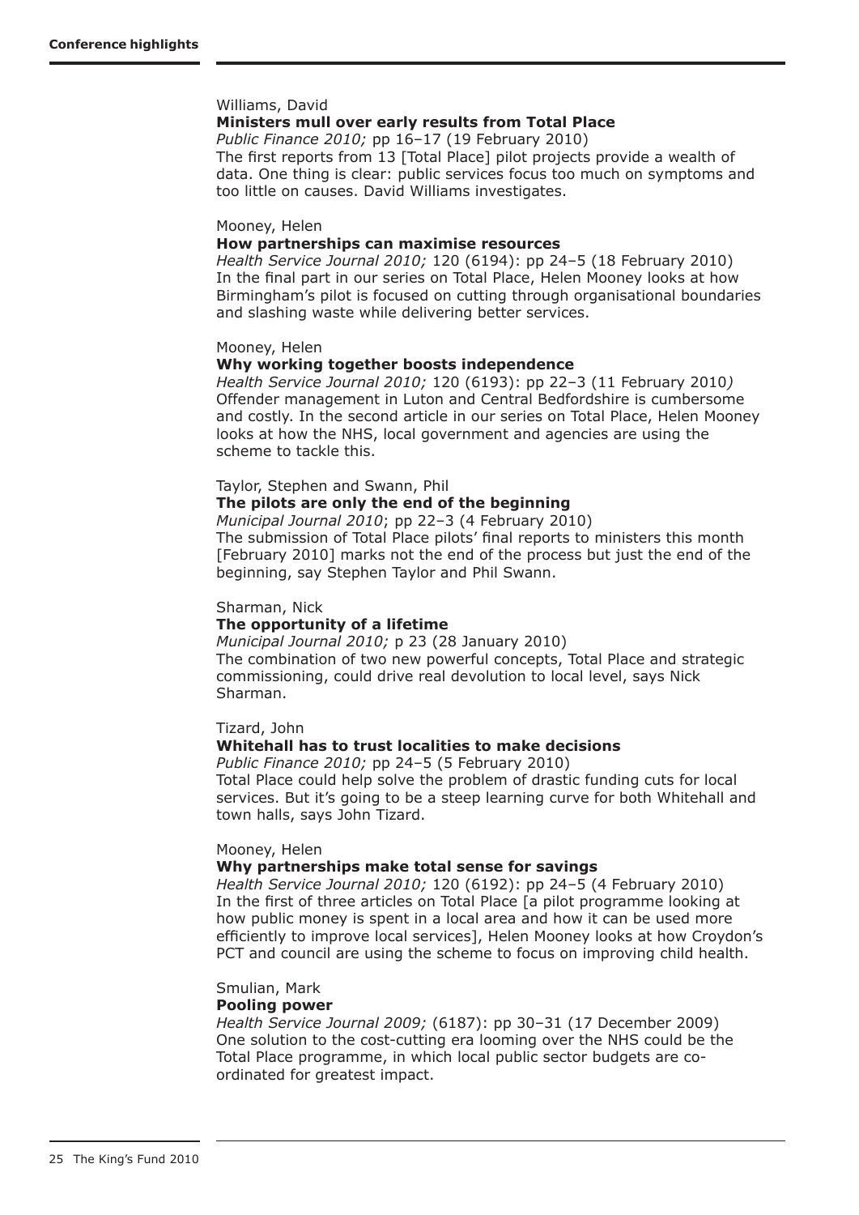Williams, David
**Ministers mull over early results from Total Place**
*Public Finance 2010;* pp 16–17 (19 February 2010)
The first reports from 13 [Total Place] pilot projects provide a wealth of data. One thing is clear: public services focus too much on symptoms and too little on causes. David Williams investigates.

Mooney, Helen
**How partnerships can maximise resources**
*Health Service Journal 2010;* 120 (6194): pp 24–5 (18 February 2010)
In the final part in our series on Total Place, Helen Mooney looks at how Birmingham's pilot is focused on cutting through organisational boundaries and slashing waste while delivering better services.

Mooney, Helen
**Why working together boosts independence**
*Health Service Journal 2010;* 120 (6193): pp 22–3 (11 February 2010)
Offender management in Luton and Central Bedfordshire is cumbersome and costly. In the second article in our series on Total Place, Helen Mooney looks at how the NHS, local government and agencies are using the scheme to tackle this.

Taylor, Stephen and Swann, Phil
**The pilots are only the end of the beginning**
*Municipal Journal 2010*; pp 22–3 (4 February 2010)
The submission of Total Place pilots' final reports to ministers this month [February 2010] marks not the end of the process but just the end of the beginning, say Stephen Taylor and Phil Swann.

Sharman, Nick
**The opportunity of a lifetime**
*Municipal Journal 2010;* p 23 (28 January 2010)
The combination of two new powerful concepts, Total Place and strategic commissioning, could drive real devolution to local level, says Nick Sharman.

Tizard, John
**Whitehall has to trust localities to make decisions**
*Public Finance 2010;* pp 24–5 (5 February 2010)
Total Place could help solve the problem of drastic funding cuts for local services. But it's going to be a steep learning curve for both Whitehall and town halls, says John Tizard.

Mooney, Helen
**Why partnerships make total sense for savings**
*Health Service Journal 2010;* 120 (6192): pp 24–5 (4 February 2010)
In the first of three articles on Total Place [a pilot programme looking at how public money is spent in a local area and how it can be used more efficiently to improve local services], Helen Mooney looks at how Croydon's PCT and council are using the scheme to focus on improving child health.

Smulian, Mark
**Pooling power**
*Health Service Journal 2009;* (6187): pp 30–31 (17 December 2009)
One solution to the cost-cutting era looming over the NHS could be the Total Place programme, in which local public sector budgets are co-ordinated for greatest impact.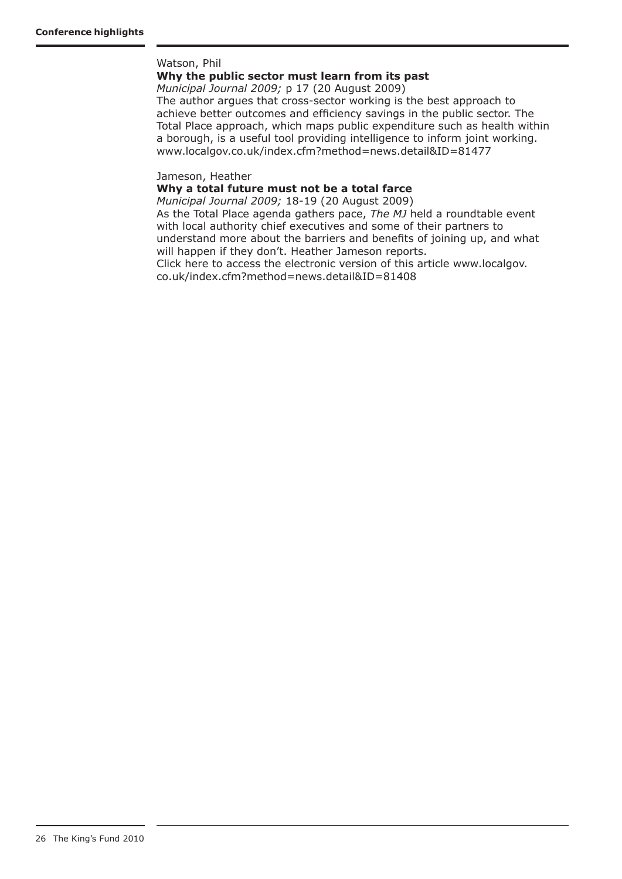Watson, Phil

**Why the public sector must learn from its past**

*Municipal Journal 2009;* p 17 (20 August 2009)

The author argues that cross-sector working is the best approach to achieve better outcomes and efficiency savings in the public sector. The Total Place approach, which maps public expenditure such as health within a borough, is a useful tool providing intelligence to inform joint working.
www.localgov.co.uk/index.cfm?method=news.detail&ID=81477

Jameson, Heather

**Why a total future must not be a total farce**

*Municipal Journal 2009;* 18-19 (20 August 2009)

As the Total Place agenda gathers pace, *The MJ* held a roundtable event with local authority chief executives and some of their partners to understand more about the barriers and benefits of joining up, and what will happen if they don't. Heather Jameson reports.

Click here to access the electronic version of this article www.localgov.co.uk/index.cfm?method=news.detail&ID=81408